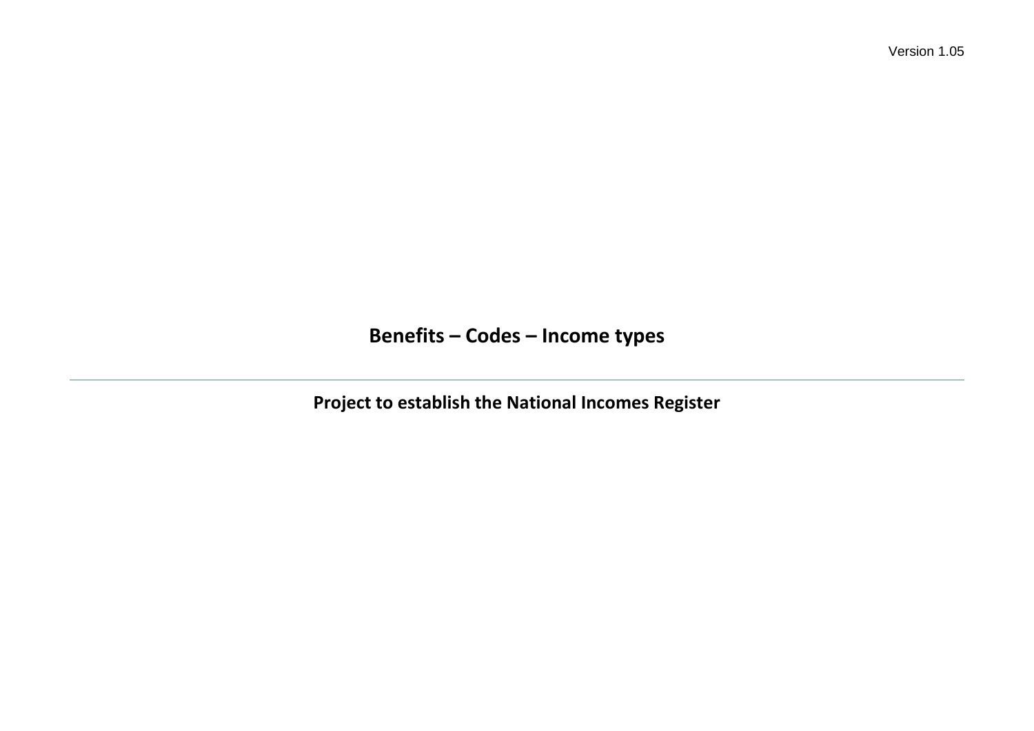Version 1.05

# Benefits – Codes – Income types

---

## Project to establish the National Incomes Register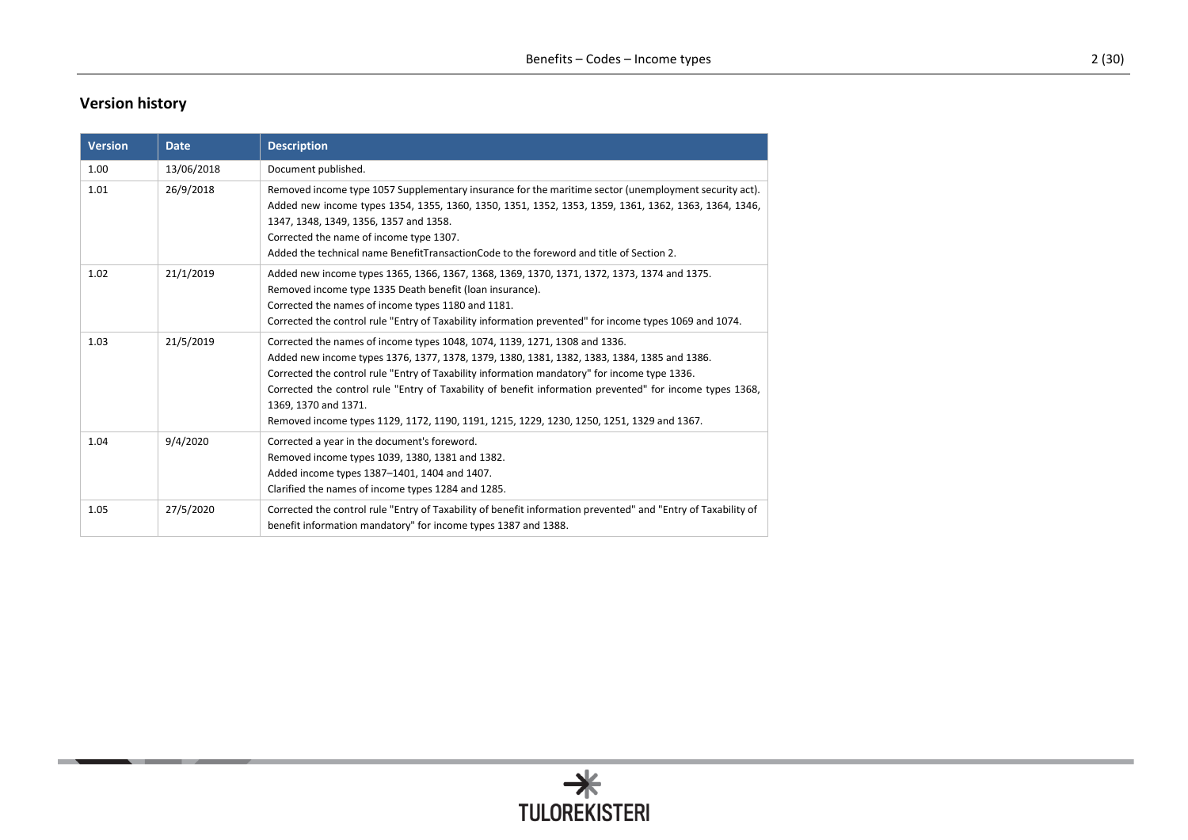## Version history

| Version | Date | Description |
|---|---|---|
| 1.00 | 13/06/2018 | Document published. |
| 1.01 | 26/9/2018 | Removed income type 1057 Supplementary insurance for the maritime sector (unemployment security act).<br>Added new income types 1354, 1355, 1360, 1350, 1351, 1352, 1353, 1359, 1361, 1362, 1363, 1364, 1346, 1347, 1348, 1349, 1356, 1357 and 1358.<br>Corrected the name of income type 1307.<br>Added the technical name BenefitTransactionCode to the foreword and title of Section 2. |
| 1.02 | 21/1/2019 | Added new income types 1365, 1366, 1367, 1368, 1369, 1370, 1371, 1372, 1373, 1374 and 1375.<br>Removed income type 1335 Death benefit (loan insurance).<br>Corrected the names of income types 1180 and 1181.<br>Corrected the control rule "Entry of Taxability information prevented" for income types 1069 and 1074. |
| 1.03 | 21/5/2019 | Corrected the names of income types 1048, 1074, 1139, 1271, 1308 and 1336.<br>Added new income types 1376, 1377, 1378, 1379, 1380, 1381, 1382, 1383, 1384, 1385 and 1386.<br>Corrected the control rule "Entry of Taxability information mandatory" for income type 1336.<br>Corrected the control rule "Entry of Taxability of benefit information prevented" for income types 1368, 1369, 1370 and 1371.<br>Removed income types 1129, 1172, 1190, 1191, 1215, 1229, 1230, 1250, 1251, 1329 and 1367. |
| 1.04 | 9/4/2020 | Corrected a year in the document's foreword.<br>Removed income types 1039, 1380, 1381 and 1382.<br>Added income types 1387–1401, 1404 and 1407.<br>Clarified the names of income types 1284 and 1285. |
| 1.05 | 27/5/2020 | Corrected the control rule "Entry of Taxability of benefit information prevented" and "Entry of Taxability of benefit information mandatory" for income types 1387 and 1388. |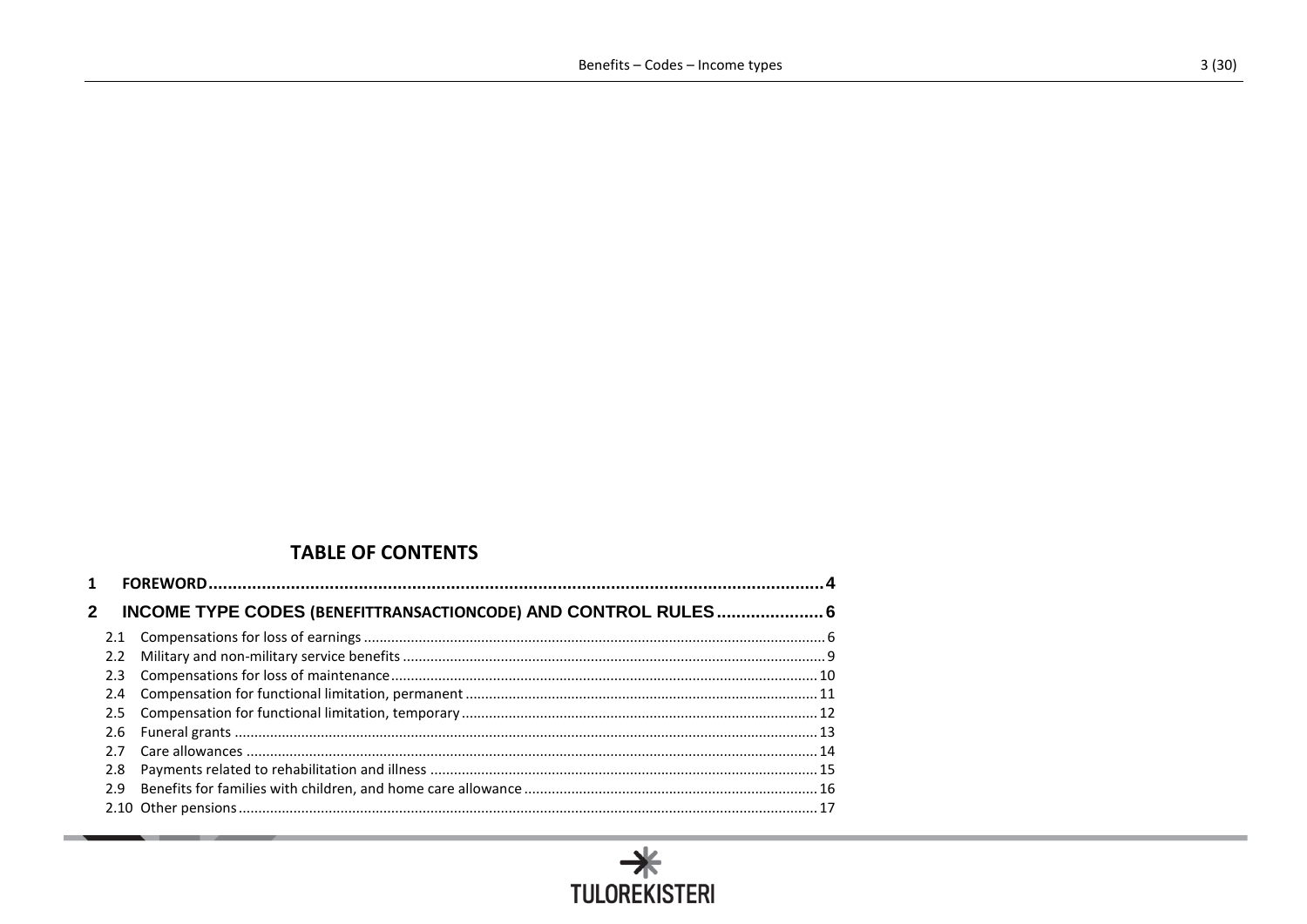## TABLE OF CONTENTS

1 FOREWORD .......... 4

2 INCOME TYPE CODES (BENEFITTRANSACTIONCODE) AND CONTROL RULES .......... 6

- 2.1 Compensations for loss of earnings .......... 6
- 2.2 Military and non-military service benefits .......... 9
- 2.3 Compensations for loss of maintenance .......... 10
- 2.4 Compensation for functional limitation, permanent .......... 11
- 2.5 Compensation for functional limitation, temporary .......... 12
- 2.6 Funeral grants .......... 13
- 2.7 Care allowances .......... 14
- 2.8 Payments related to rehabilitation and illness .......... 15
- 2.9 Benefits for families with children, and home care allowance .......... 16
- 2.10 Other pensions .......... 17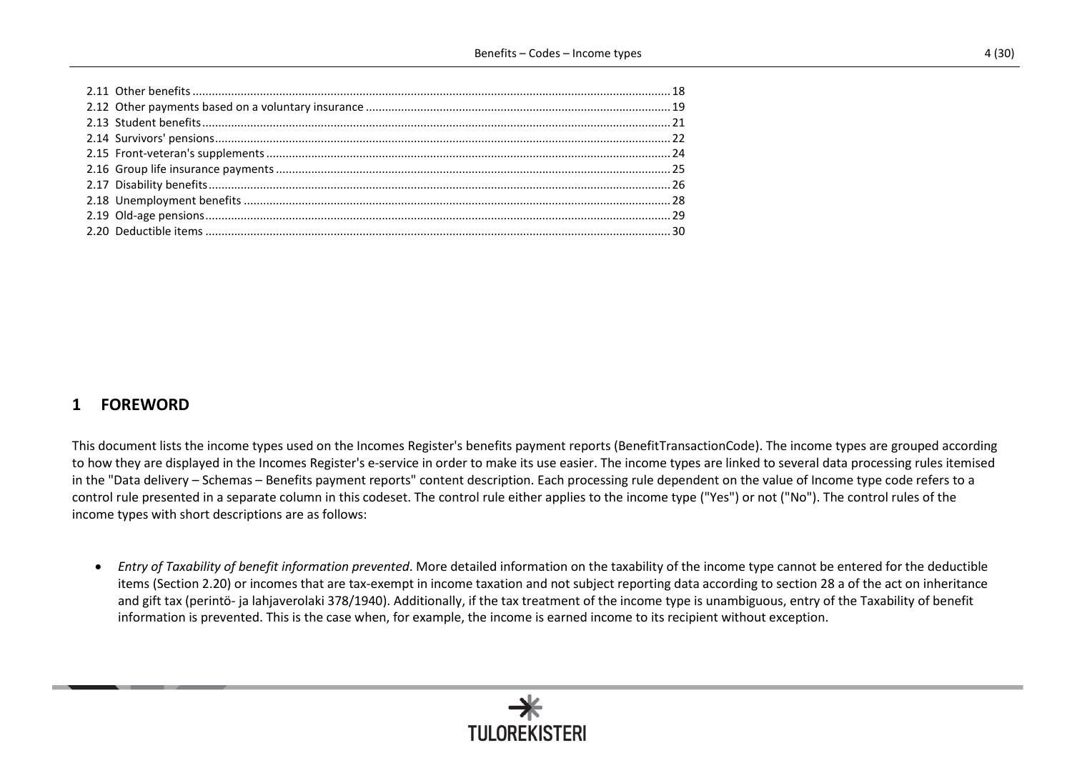2.11 Other benefits ........................................................................................................ 18
2.12 Other payments based on a voluntary insurance ........................................................ 19
2.13 Student benefits ...................................................................................................... 21
2.14 Survivors' pensions .................................................................................................. 22
2.15 Front-veteran's supplements ..................................................................................... 24
2.16 Group life insurance payments ................................................................................. 25
2.17 Disability benefits ..................................................................................................... 26
2.18 Unemployment benefits ............................................................................................ 28
2.19 Old-age pensions ...................................................................................................... 29
2.20 Deductible items ...................................................................................................... 30

# 1 FOREWORD

This document lists the income types used on the Incomes Register's benefits payment reports (BenefitTransactionCode). The income types are grouped according to how they are displayed in the Incomes Register's e-service in order to make its use easier. The income types are linked to several data processing rules itemised in the "Data delivery – Schemas – Benefits payment reports" content description. Each processing rule dependent on the value of Income type code refers to a control rule presented in a separate column in this codeset. The control rule either applies to the income type ("Yes") or not ("No"). The control rules of the income types with short descriptions are as follows:

- *Entry of Taxability of benefit information prevented*. More detailed information on the taxability of the income type cannot be entered for the deductible items (Section 2.20) or incomes that are tax-exempt in income taxation and not subject reporting data according to section 28 a of the act on inheritance and gift tax (perintö- ja lahjaverolaki 378/1940). Additionally, if the tax treatment of the income type is unambiguous, entry of the Taxability of benefit information is prevented. This is the case when, for example, the income is earned income to its recipient without exception.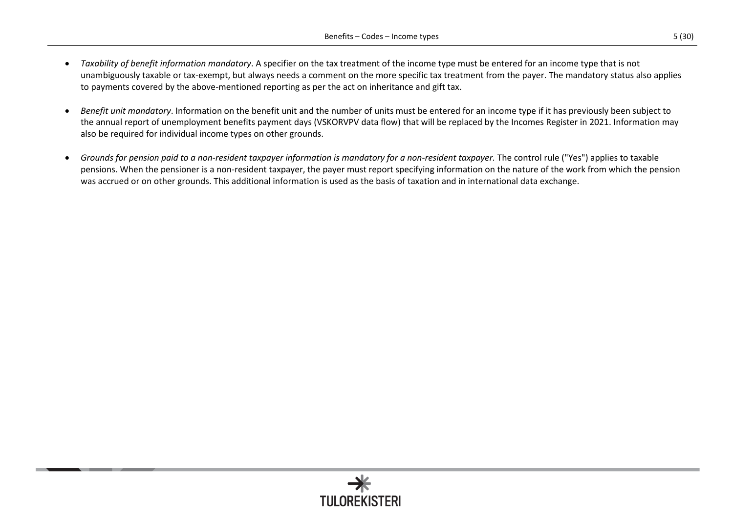- *Taxability of benefit information mandatory*. A specifier on the tax treatment of the income type must be entered for an income type that is not unambiguously taxable or tax-exempt, but always needs a comment on the more specific tax treatment from the payer. The mandatory status also applies to payments covered by the above-mentioned reporting as per the act on inheritance and gift tax.

- *Benefit unit mandatory*. Information on the benefit unit and the number of units must be entered for an income type if it has previously been subject to the annual report of unemployment benefits payment days (VSKORVPV data flow) that will be replaced by the Incomes Register in 2021. Information may also be required for individual income types on other grounds.

- *Grounds for pension paid to a non-resident taxpayer information is mandatory for a non-resident taxpayer.* The control rule ("Yes") applies to taxable pensions. When the pensioner is a non-resident taxpayer, the payer must report specifying information on the nature of the work from which the pension was accrued or on other grounds. This additional information is used as the basis of taxation and in international data exchange.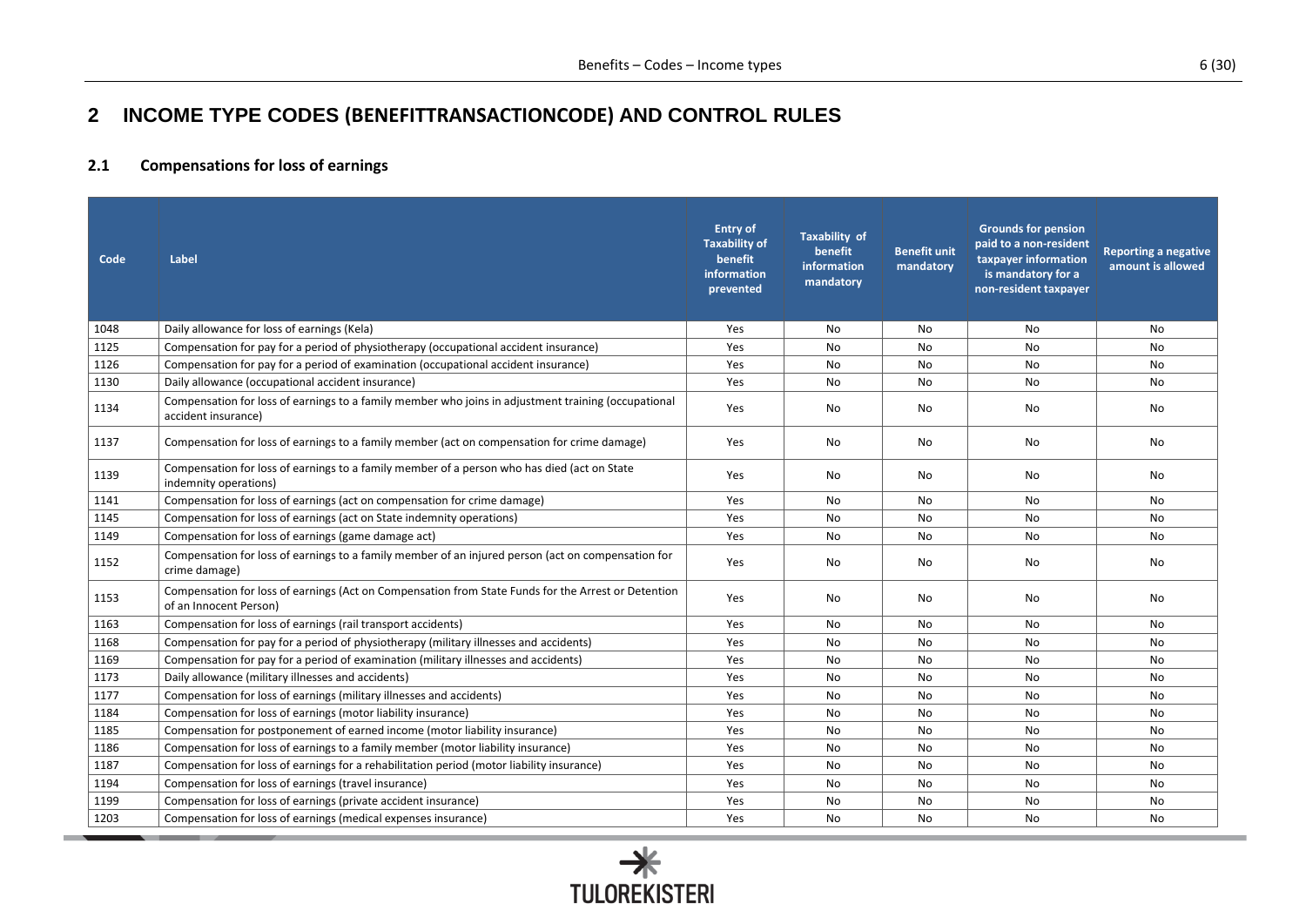# 2 INCOME TYPE CODES (BENEFITTRANSACTIONCODE) AND CONTROL RULES

## 2.1 Compensations for loss of earnings

| Code | Label | Entry of Taxability of benefit information prevented | Taxability of benefit information mandatory | Benefit unit mandatory | Grounds for pension paid to a non-resident taxpayer information is mandatory for a non-resident taxpayer | Reporting a negative amount is allowed |
|---|---|---|---|---|---|---|
| 1048 | Daily allowance for loss of earnings (Kela) | Yes | No | No | No | No |
| 1125 | Compensation for pay for a period of physiotherapy (occupational accident insurance) | Yes | No | No | No | No |
| 1126 | Compensation for pay for a period of examination (occupational accident insurance) | Yes | No | No | No | No |
| 1130 | Daily allowance (occupational accident insurance) | Yes | No | No | No | No |
| 1134 | Compensation for loss of earnings to a family member who joins in adjustment training (occupational accident insurance) | Yes | No | No | No | No |
| 1137 | Compensation for loss of earnings to a family member (act on compensation for crime damage) | Yes | No | No | No | No |
| 1139 | Compensation for loss of earnings to a family member of a person who has died (act on State indemnity operations) | Yes | No | No | No | No |
| 1141 | Compensation for loss of earnings (act on compensation for crime damage) | Yes | No | No | No | No |
| 1145 | Compensation for loss of earnings (act on State indemnity operations) | Yes | No | No | No | No |
| 1149 | Compensation for loss of earnings (game damage act) | Yes | No | No | No | No |
| 1152 | Compensation for loss of earnings to a family member of an injured person (act on compensation for crime damage) | Yes | No | No | No | No |
| 1153 | Compensation for loss of earnings (Act on Compensation from State Funds for the Arrest or Detention of an Innocent Person) | Yes | No | No | No | No |
| 1163 | Compensation for loss of earnings (rail transport accidents) | Yes | No | No | No | No |
| 1168 | Compensation for pay for a period of physiotherapy (military illnesses and accidents) | Yes | No | No | No | No |
| 1169 | Compensation for pay for a period of examination (military illnesses and accidents) | Yes | No | No | No | No |
| 1173 | Daily allowance (military illnesses and accidents) | Yes | No | No | No | No |
| 1177 | Compensation for loss of earnings (military illnesses and accidents) | Yes | No | No | No | No |
| 1184 | Compensation for loss of earnings (motor liability insurance) | Yes | No | No | No | No |
| 1185 | Compensation for postponement of earned income (motor liability insurance) | Yes | No | No | No | No |
| 1186 | Compensation for loss of earnings to a family member (motor liability insurance) | Yes | No | No | No | No |
| 1187 | Compensation for loss of earnings for a rehabilitation period (motor liability insurance) | Yes | No | No | No | No |
| 1194 | Compensation for loss of earnings (travel insurance) | Yes | No | No | No | No |
| 1199 | Compensation for loss of earnings (private accident insurance) | Yes | No | No | No | No |
| 1203 | Compensation for loss of earnings (medical expenses insurance) | Yes | No | No | No | No |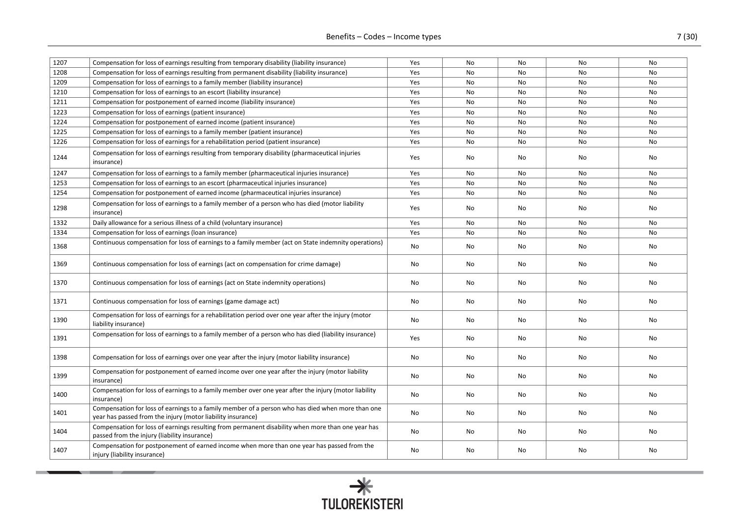| | | | | | | |
|---|---|---|---|---|---|---|
| 1207 | Compensation for loss of earnings resulting from temporary disability (liability insurance) | Yes | No | No | No | No |
| 1208 | Compensation for loss of earnings resulting from permanent disability (liability insurance) | Yes | No | No | No | No |
| 1209 | Compensation for loss of earnings to a family member (liability insurance) | Yes | No | No | No | No |
| 1210 | Compensation for loss of earnings to an escort (liability insurance) | Yes | No | No | No | No |
| 1211 | Compensation for postponement of earned income (liability insurance) | Yes | No | No | No | No |
| 1223 | Compensation for loss of earnings (patient insurance) | Yes | No | No | No | No |
| 1224 | Compensation for postponement of earned income (patient insurance) | Yes | No | No | No | No |
| 1225 | Compensation for loss of earnings to a family member (patient insurance) | Yes | No | No | No | No |
| 1226 | Compensation for loss of earnings for a rehabilitation period (patient insurance) | Yes | No | No | No | No |
| 1244 | Compensation for loss of earnings resulting from temporary disability (pharmaceutical injuries insurance) | Yes | No | No | No | No |
| 1247 | Compensation for loss of earnings to a family member (pharmaceutical injuries insurance) | Yes | No | No | No | No |
| 1253 | Compensation for loss of earnings to an escort (pharmaceutical injuries insurance) | Yes | No | No | No | No |
| 1254 | Compensation for postponement of earned income (pharmaceutical injuries insurance) | Yes | No | No | No | No |
| 1298 | Compensation for loss of earnings to a family member of a person who has died (motor liability insurance) | Yes | No | No | No | No |
| 1332 | Daily allowance for a serious illness of a child (voluntary insurance) | Yes | No | No | No | No |
| 1334 | Compensation for loss of earnings (loan insurance) | Yes | No | No | No | No |
| 1368 | Continuous compensation for loss of earnings to a family member (act on State indemnity operations) | No | No | No | No | No |
| 1369 | Continuous compensation for loss of earnings (act on compensation for crime damage) | No | No | No | No | No |
| 1370 | Continuous compensation for loss of earnings (act on State indemnity operations) | No | No | No | No | No |
| 1371 | Continuous compensation for loss of earnings (game damage act) | No | No | No | No | No |
| 1390 | Compensation for loss of earnings for a rehabilitation period over one year after the injury (motor liability insurance) | No | No | No | No | No |
| 1391 | Compensation for loss of earnings to a family member of a person who has died (liability insurance) | Yes | No | No | No | No |
| 1398 | Compensation for loss of earnings over one year after the injury (motor liability insurance) | No | No | No | No | No |
| 1399 | Compensation for postponement of earned income over one year after the injury (motor liability insurance) | No | No | No | No | No |
| 1400 | Compensation for loss of earnings to a family member over one year after the injury (motor liability insurance) | No | No | No | No | No |
| 1401 | Compensation for loss of earnings to a family member of a person who has died when more than one year has passed from the injury (motor liability insurance) | No | No | No | No | No |
| 1404 | Compensation for loss of earnings resulting from permanent disability when more than one year has passed from the injury (liability insurance) | No | No | No | No | No |
| 1407 | Compensation for postponement of earned income when more than one year has passed from the injury (liability insurance) | No | No | No | No | No |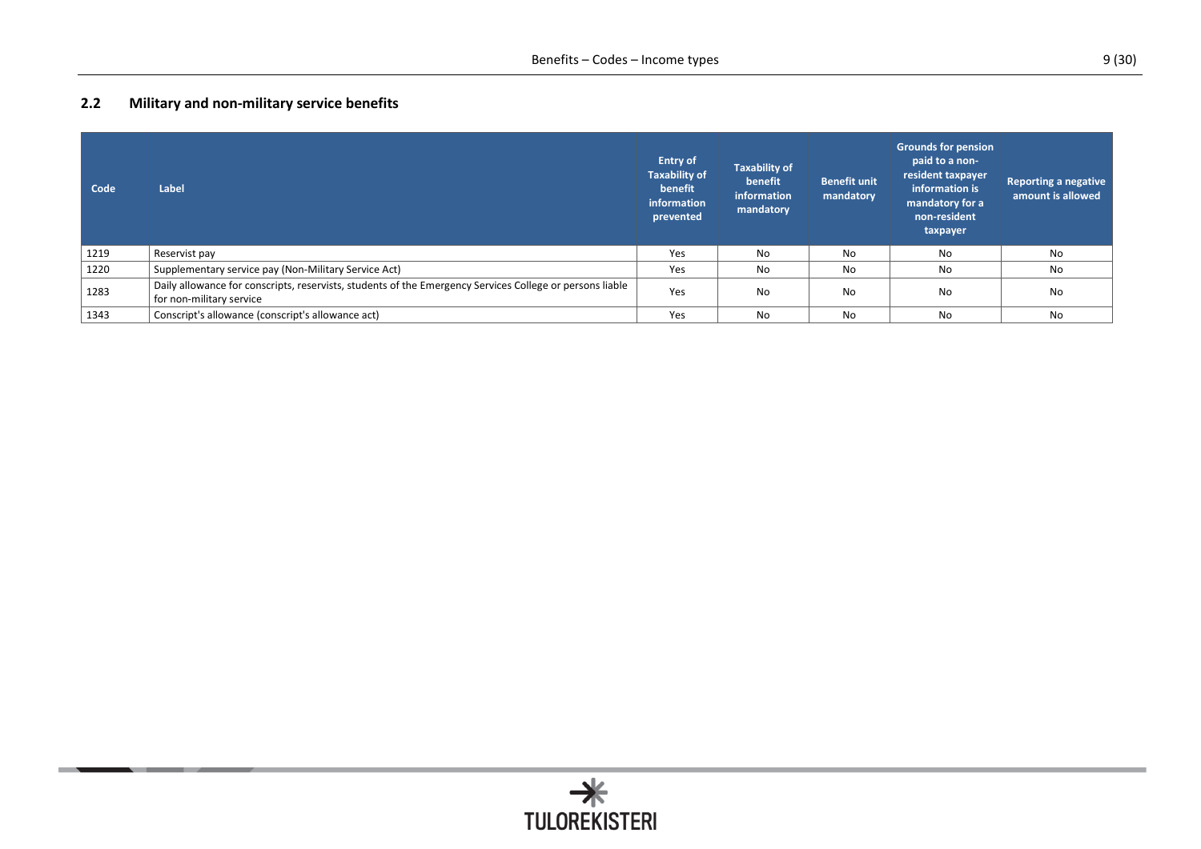## 2.2 Military and non-military service benefits

| Code | Label | Entry of Taxability of benefit information prevented | Taxability of benefit information mandatory | Benefit unit mandatory | Grounds for pension paid to a non-resident taxpayer information is mandatory for a non-resident taxpayer | Reporting a negative amount is allowed |
|---|---|---|---|---|---|---|
| 1219 | Reservist pay | Yes | No | No | No | No |
| 1220 | Supplementary service pay (Non-Military Service Act) | Yes | No | No | No | No |
| 1283 | Daily allowance for conscripts, reservists, students of the Emergency Services College or persons liable for non-military service | Yes | No | No | No | No |
| 1343 | Conscript's allowance (conscript's allowance act) | Yes | No | No | No | No |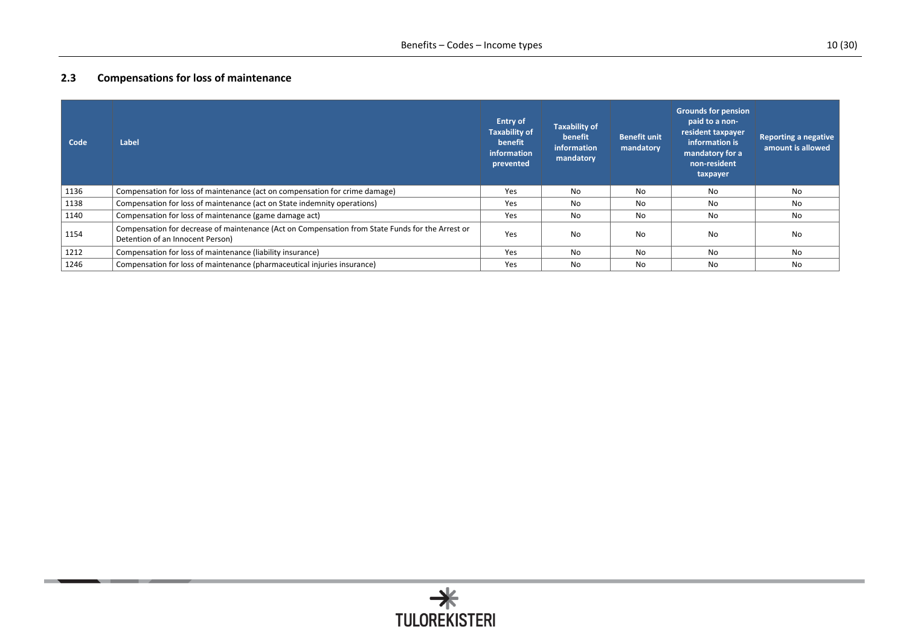## 2.3 Compensations for loss of maintenance

| Code | Label | Entry of Taxability of benefit information prevented | Taxability of benefit information mandatory | Benefit unit mandatory | Grounds for pension paid to a non-resident taxpayer information is mandatory for a non-resident taxpayer | Reporting a negative amount is allowed |
|---|---|---|---|---|---|---|
| 1136 | Compensation for loss of maintenance (act on compensation for crime damage) | Yes | No | No | No | No |
| 1138 | Compensation for loss of maintenance (act on State indemnity operations) | Yes | No | No | No | No |
| 1140 | Compensation for loss of maintenance (game damage act) | Yes | No | No | No | No |
| 1154 | Compensation for decrease of maintenance (Act on Compensation from State Funds for the Arrest or Detention of an Innocent Person) | Yes | No | No | No | No |
| 1212 | Compensation for loss of maintenance (liability insurance) | Yes | No | No | No | No |
| 1246 | Compensation for loss of maintenance (pharmaceutical injuries insurance) | Yes | No | No | No | No |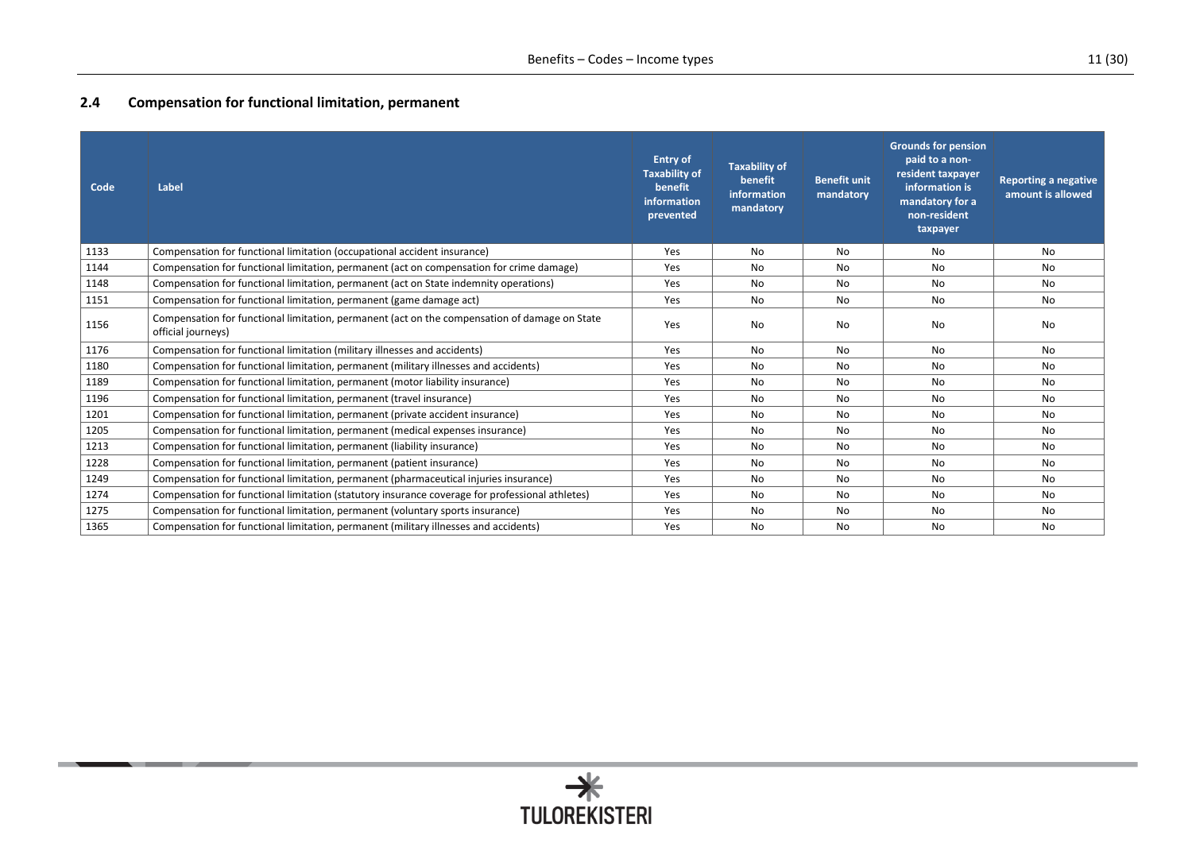## 2.4 Compensation for functional limitation, permanent

| Code | Label | Entry of Taxability of benefit information prevented | Taxability of benefit information mandatory | Benefit unit mandatory | Grounds for pension paid to a non-resident taxpayer information is mandatory for a non-resident taxpayer | Reporting a negative amount is allowed |
|---|---|---|---|---|---|---|
| 1133 | Compensation for functional limitation (occupational accident insurance) | Yes | No | No | No | No |
| 1144 | Compensation for functional limitation, permanent (act on compensation for crime damage) | Yes | No | No | No | No |
| 1148 | Compensation for functional limitation, permanent (act on State indemnity operations) | Yes | No | No | No | No |
| 1151 | Compensation for functional limitation, permanent (game damage act) | Yes | No | No | No | No |
| 1156 | Compensation for functional limitation, permanent (act on the compensation of damage on State official journeys) | Yes | No | No | No | No |
| 1176 | Compensation for functional limitation (military illnesses and accidents) | Yes | No | No | No | No |
| 1180 | Compensation for functional limitation, permanent (military illnesses and accidents) | Yes | No | No | No | No |
| 1189 | Compensation for functional limitation, permanent (motor liability insurance) | Yes | No | No | No | No |
| 1196 | Compensation for functional limitation, permanent (travel insurance) | Yes | No | No | No | No |
| 1201 | Compensation for functional limitation, permanent (private accident insurance) | Yes | No | No | No | No |
| 1205 | Compensation for functional limitation, permanent (medical expenses insurance) | Yes | No | No | No | No |
| 1213 | Compensation for functional limitation, permanent (liability insurance) | Yes | No | No | No | No |
| 1228 | Compensation for functional limitation, permanent (patient insurance) | Yes | No | No | No | No |
| 1249 | Compensation for functional limitation, permanent (pharmaceutical injuries insurance) | Yes | No | No | No | No |
| 1274 | Compensation for functional limitation (statutory insurance coverage for professional athletes) | Yes | No | No | No | No |
| 1275 | Compensation for functional limitation, permanent (voluntary sports insurance) | Yes | No | No | No | No |
| 1365 | Compensation for functional limitation, permanent (military illnesses and accidents) | Yes | No | No | No | No |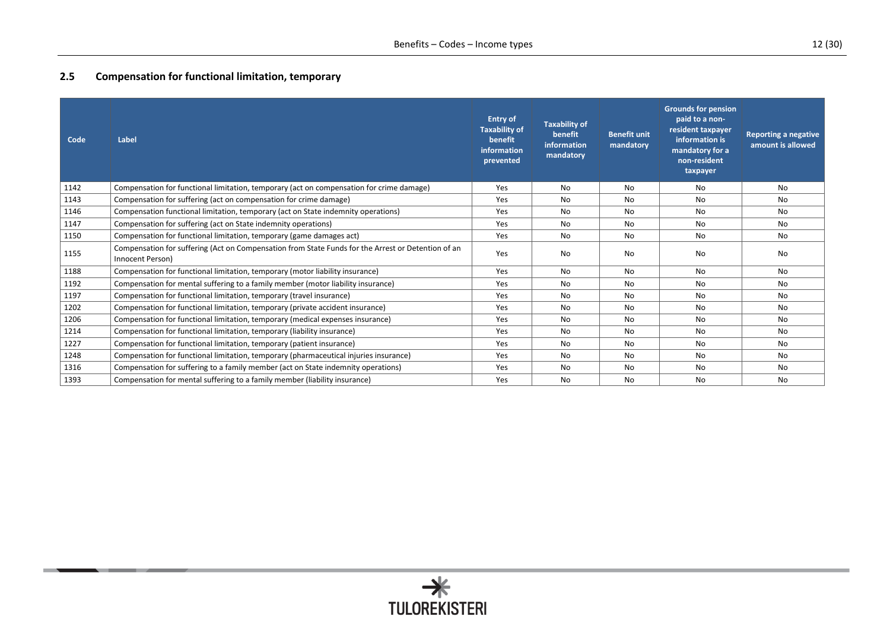## 2.5 Compensation for functional limitation, temporary

| Code | Label | Entry of Taxability of benefit information prevented | Taxability of benefit information mandatory | Benefit unit mandatory | Grounds for pension paid to a non-resident taxpayer information is mandatory for a non-resident taxpayer | Reporting a negative amount is allowed |
|---|---|---|---|---|---|---|
| 1142 | Compensation for functional limitation, temporary (act on compensation for crime damage) | Yes | No | No | No | No |
| 1143 | Compensation for suffering (act on compensation for crime damage) | Yes | No | No | No | No |
| 1146 | Compensation functional limitation, temporary (act on State indemnity operations) | Yes | No | No | No | No |
| 1147 | Compensation for suffering (act on State indemnity operations) | Yes | No | No | No | No |
| 1150 | Compensation for functional limitation, temporary (game damages act) | Yes | No | No | No | No |
| 1155 | Compensation for suffering (Act on Compensation from State Funds for the Arrest or Detention of an Innocent Person) | Yes | No | No | No | No |
| 1188 | Compensation for functional limitation, temporary (motor liability insurance) | Yes | No | No | No | No |
| 1192 | Compensation for mental suffering to a family member (motor liability insurance) | Yes | No | No | No | No |
| 1197 | Compensation for functional limitation, temporary (travel insurance) | Yes | No | No | No | No |
| 1202 | Compensation for functional limitation, temporary (private accident insurance) | Yes | No | No | No | No |
| 1206 | Compensation for functional limitation, temporary (medical expenses insurance) | Yes | No | No | No | No |
| 1214 | Compensation for functional limitation, temporary (liability insurance) | Yes | No | No | No | No |
| 1227 | Compensation for functional limitation, temporary (patient insurance) | Yes | No | No | No | No |
| 1248 | Compensation for functional limitation, temporary (pharmaceutical injuries insurance) | Yes | No | No | No | No |
| 1316 | Compensation for suffering to a family member (act on State indemnity operations) | Yes | No | No | No | No |
| 1393 | Compensation for mental suffering to a family member (liability insurance) | Yes | No | No | No | No |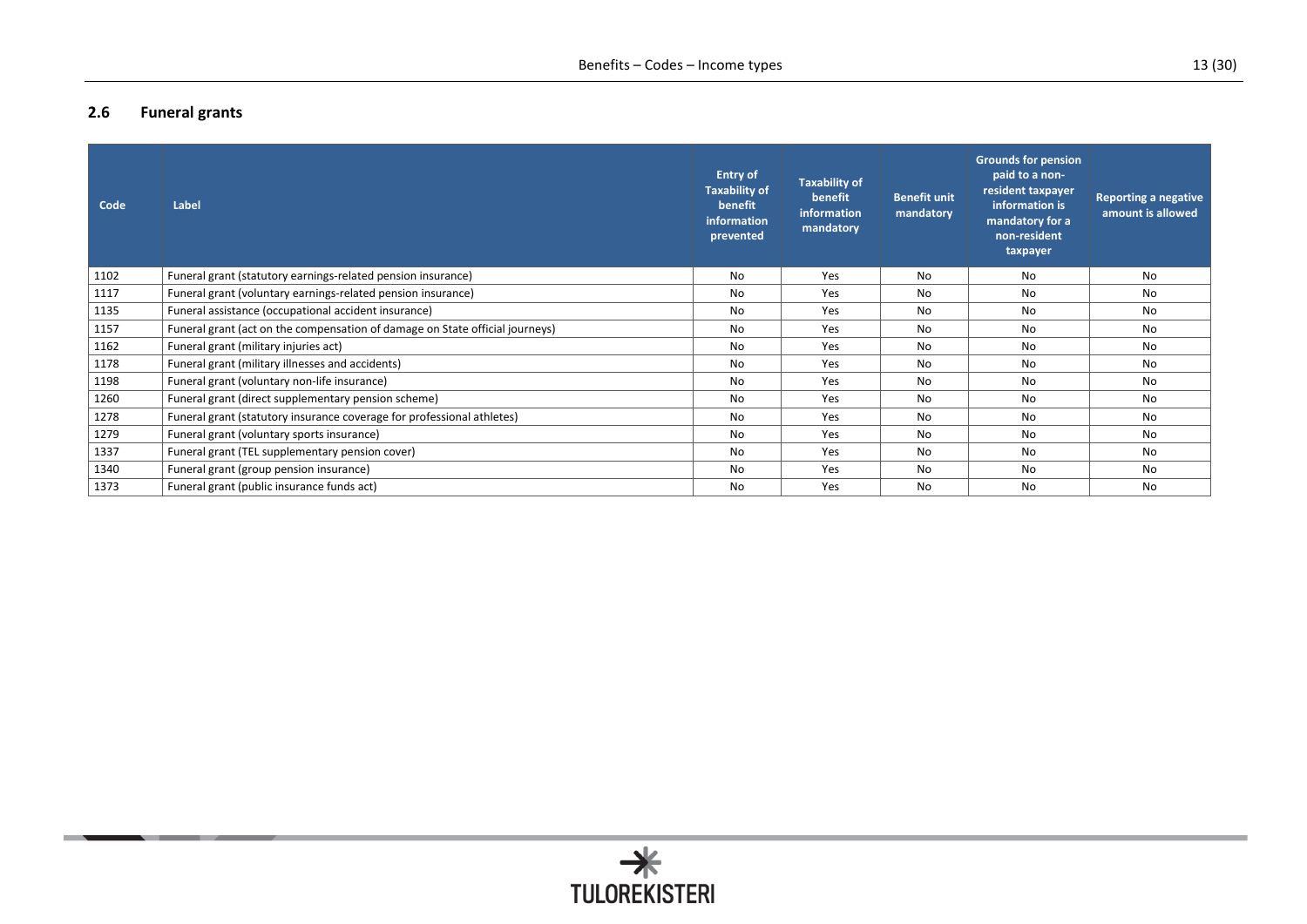## 2.6 Funeral grants

| Code | Label | Entry of Taxability of benefit information prevented | Taxability of benefit information mandatory | Benefit unit mandatory | Grounds for pension paid to a non-resident taxpayer information is mandatory for a non-resident taxpayer | Reporting a negative amount is allowed |
|---|---|---|---|---|---|---|
| 1102 | Funeral grant (statutory earnings-related pension insurance) | No | Yes | No | No | No |
| 1117 | Funeral grant (voluntary earnings-related pension insurance) | No | Yes | No | No | No |
| 1135 | Funeral assistance (occupational accident insurance) | No | Yes | No | No | No |
| 1157 | Funeral grant (act on the compensation of damage on State official journeys) | No | Yes | No | No | No |
| 1162 | Funeral grant (military injuries act) | No | Yes | No | No | No |
| 1178 | Funeral grant (military illnesses and accidents) | No | Yes | No | No | No |
| 1198 | Funeral grant (voluntary non-life insurance) | No | Yes | No | No | No |
| 1260 | Funeral grant (direct supplementary pension scheme) | No | Yes | No | No | No |
| 1278 | Funeral grant (statutory insurance coverage for professional athletes) | No | Yes | No | No | No |
| 1279 | Funeral grant (voluntary sports insurance) | No | Yes | No | No | No |
| 1337 | Funeral grant (TEL supplementary pension cover) | No | Yes | No | No | No |
| 1340 | Funeral grant (group pension insurance) | No | Yes | No | No | No |
| 1373 | Funeral grant (public insurance funds act) | No | Yes | No | No | No |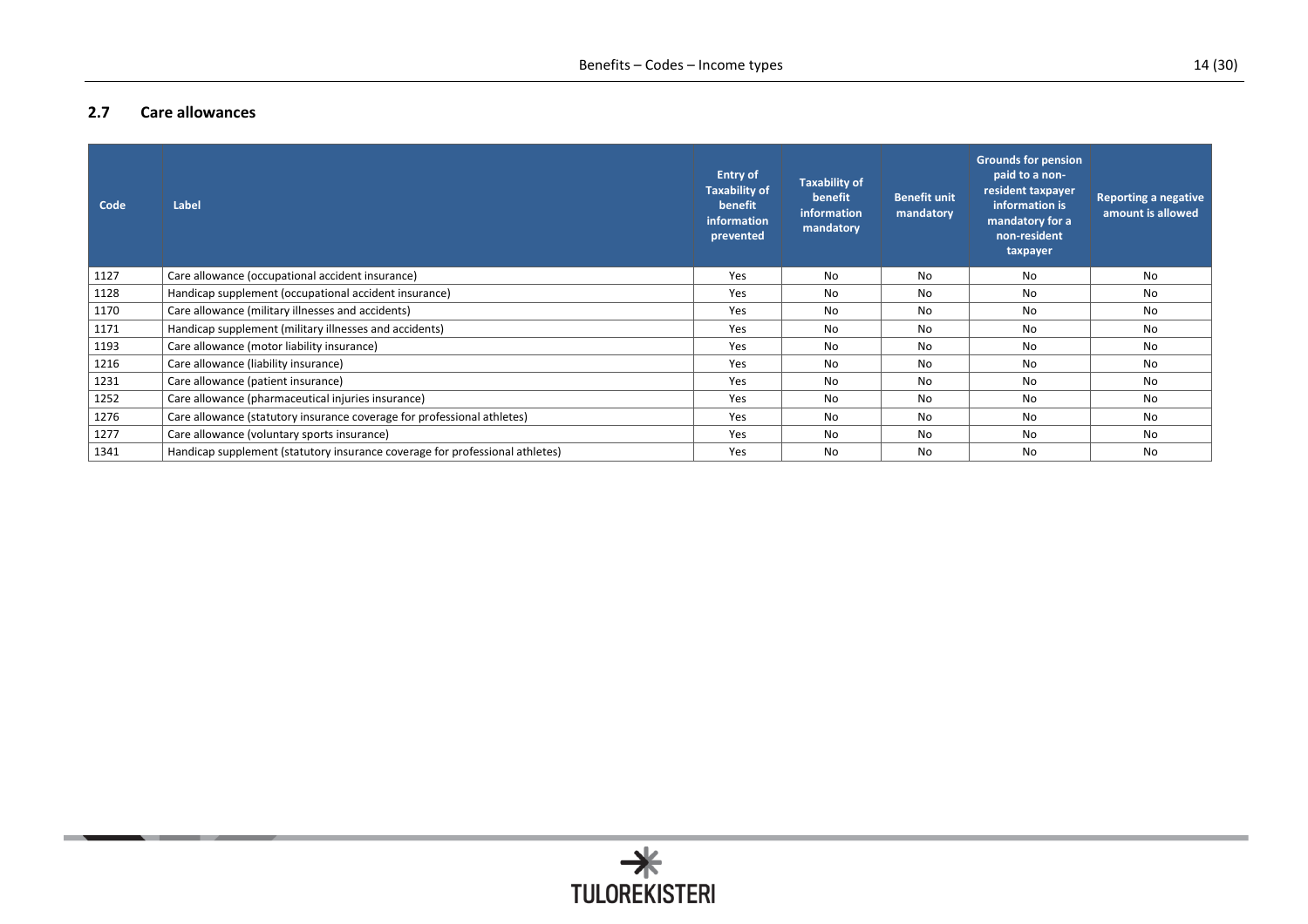## 2.7 Care allowances

| Code | Label | Entry of Taxability of benefit information prevented | Taxability of benefit information mandatory | Benefit unit mandatory | Grounds for pension paid to a non-resident taxpayer information is mandatory for a non-resident taxpayer | Reporting a negative amount is allowed |
|---|---|---|---|---|---|---|
| 1127 | Care allowance (occupational accident insurance) | Yes | No | No | No | No |
| 1128 | Handicap supplement (occupational accident insurance) | Yes | No | No | No | No |
| 1170 | Care allowance (military illnesses and accidents) | Yes | No | No | No | No |
| 1171 | Handicap supplement (military illnesses and accidents) | Yes | No | No | No | No |
| 1193 | Care allowance (motor liability insurance) | Yes | No | No | No | No |
| 1216 | Care allowance (liability insurance) | Yes | No | No | No | No |
| 1231 | Care allowance (patient insurance) | Yes | No | No | No | No |
| 1252 | Care allowance (pharmaceutical injuries insurance) | Yes | No | No | No | No |
| 1276 | Care allowance (statutory insurance coverage for professional athletes) | Yes | No | No | No | No |
| 1277 | Care allowance (voluntary sports insurance) | Yes | No | No | No | No |
| 1341 | Handicap supplement (statutory insurance coverage for professional athletes) | Yes | No | No | No | No |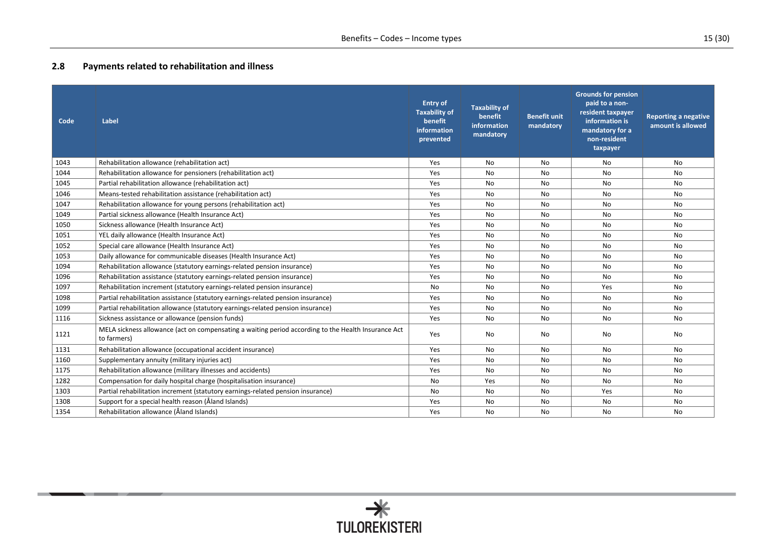## 2.8 Payments related to rehabilitation and illness

| Code | Label | Entry of Taxability of benefit information prevented | Taxability of benefit information mandatory | Benefit unit mandatory | Grounds for pension paid to a non-resident taxpayer information is mandatory for a non-resident taxpayer | Reporting a negative amount is allowed |
|---|---|---|---|---|---|---|
| 1043 | Rehabilitation allowance (rehabilitation act) | Yes | No | No | No | No |
| 1044 | Rehabilitation allowance for pensioners (rehabilitation act) | Yes | No | No | No | No |
| 1045 | Partial rehabilitation allowance (rehabilitation act) | Yes | No | No | No | No |
| 1046 | Means-tested rehabilitation assistance (rehabilitation act) | Yes | No | No | No | No |
| 1047 | Rehabilitation allowance for young persons (rehabilitation act) | Yes | No | No | No | No |
| 1049 | Partial sickness allowance (Health Insurance Act) | Yes | No | No | No | No |
| 1050 | Sickness allowance (Health Insurance Act) | Yes | No | No | No | No |
| 1051 | YEL daily allowance (Health Insurance Act) | Yes | No | No | No | No |
| 1052 | Special care allowance (Health Insurance Act) | Yes | No | No | No | No |
| 1053 | Daily allowance for communicable diseases (Health Insurance Act) | Yes | No | No | No | No |
| 1094 | Rehabilitation allowance (statutory earnings-related pension insurance) | Yes | No | No | No | No |
| 1096 | Rehabilitation assistance (statutory earnings-related pension insurance) | Yes | No | No | No | No |
| 1097 | Rehabilitation increment (statutory earnings-related pension insurance) | No | No | No | Yes | No |
| 1098 | Partial rehabilitation assistance (statutory earnings-related pension insurance) | Yes | No | No | No | No |
| 1099 | Partial rehabilitation allowance (statutory earnings-related pension insurance) | Yes | No | No | No | No |
| 1116 | Sickness assistance or allowance (pension funds) | Yes | No | No | No | No |
| 1121 | MELA sickness allowance (act on compensating a waiting period according to the Health Insurance Act to farmers) | Yes | No | No | No | No |
| 1131 | Rehabilitation allowance (occupational accident insurance) | Yes | No | No | No | No |
| 1160 | Supplementary annuity (military injuries act) | Yes | No | No | No | No |
| 1175 | Rehabilitation allowance (military illnesses and accidents) | Yes | No | No | No | No |
| 1282 | Compensation for daily hospital charge (hospitalisation insurance) | No | Yes | No | No | No |
| 1303 | Partial rehabilitation increment (statutory earnings-related pension insurance) | No | No | No | Yes | No |
| 1308 | Support for a special health reason (Åland Islands) | Yes | No | No | No | No |
| 1354 | Rehabilitation allowance (Åland Islands) | Yes | No | No | No | No |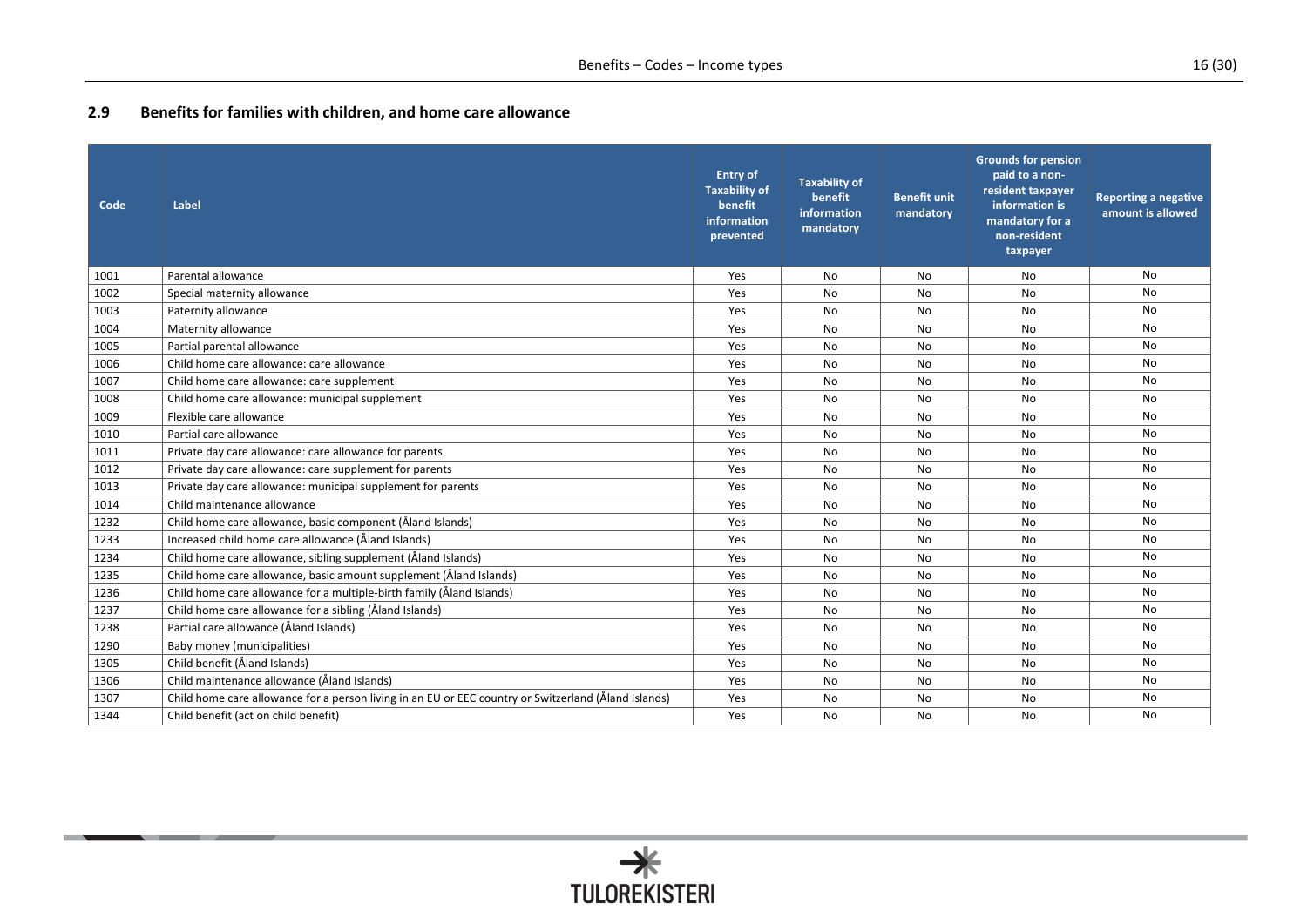## 2.9 Benefits for families with children, and home care allowance

| Code | Label | Entry of Taxability of benefit information prevented | Taxability of benefit information mandatory | Benefit unit mandatory | Grounds for pension paid to a non-resident taxpayer information is mandatory for a non-resident taxpayer | Reporting a negative amount is allowed |
|---|---|---|---|---|---|---|
| 1001 | Parental allowance | Yes | No | No | No | No |
| 1002 | Special maternity allowance | Yes | No | No | No | No |
| 1003 | Paternity allowance | Yes | No | No | No | No |
| 1004 | Maternity allowance | Yes | No | No | No | No |
| 1005 | Partial parental allowance | Yes | No | No | No | No |
| 1006 | Child home care allowance: care allowance | Yes | No | No | No | No |
| 1007 | Child home care allowance: care supplement | Yes | No | No | No | No |
| 1008 | Child home care allowance: municipal supplement | Yes | No | No | No | No |
| 1009 | Flexible care allowance | Yes | No | No | No | No |
| 1010 | Partial care allowance | Yes | No | No | No | No |
| 1011 | Private day care allowance: care allowance for parents | Yes | No | No | No | No |
| 1012 | Private day care allowance: care supplement for parents | Yes | No | No | No | No |
| 1013 | Private day care allowance: municipal supplement for parents | Yes | No | No | No | No |
| 1014 | Child maintenance allowance | Yes | No | No | No | No |
| 1232 | Child home care allowance, basic component (Åland Islands) | Yes | No | No | No | No |
| 1233 | Increased child home care allowance (Åland Islands) | Yes | No | No | No | No |
| 1234 | Child home care allowance, sibling supplement (Åland Islands) | Yes | No | No | No | No |
| 1235 | Child home care allowance, basic amount supplement (Åland Islands) | Yes | No | No | No | No |
| 1236 | Child home care allowance for a multiple-birth family (Åland Islands) | Yes | No | No | No | No |
| 1237 | Child home care allowance for a sibling (Åland Islands) | Yes | No | No | No | No |
| 1238 | Partial care allowance (Åland Islands) | Yes | No | No | No | No |
| 1290 | Baby money (municipalities) | Yes | No | No | No | No |
| 1305 | Child benefit (Åland Islands) | Yes | No | No | No | No |
| 1306 | Child maintenance allowance (Åland Islands) | Yes | No | No | No | No |
| 1307 | Child home care allowance for a person living in an EU or EEC country or Switzerland (Åland Islands) | Yes | No | No | No | No |
| 1344 | Child benefit (act on child benefit) | Yes | No | No | No | No |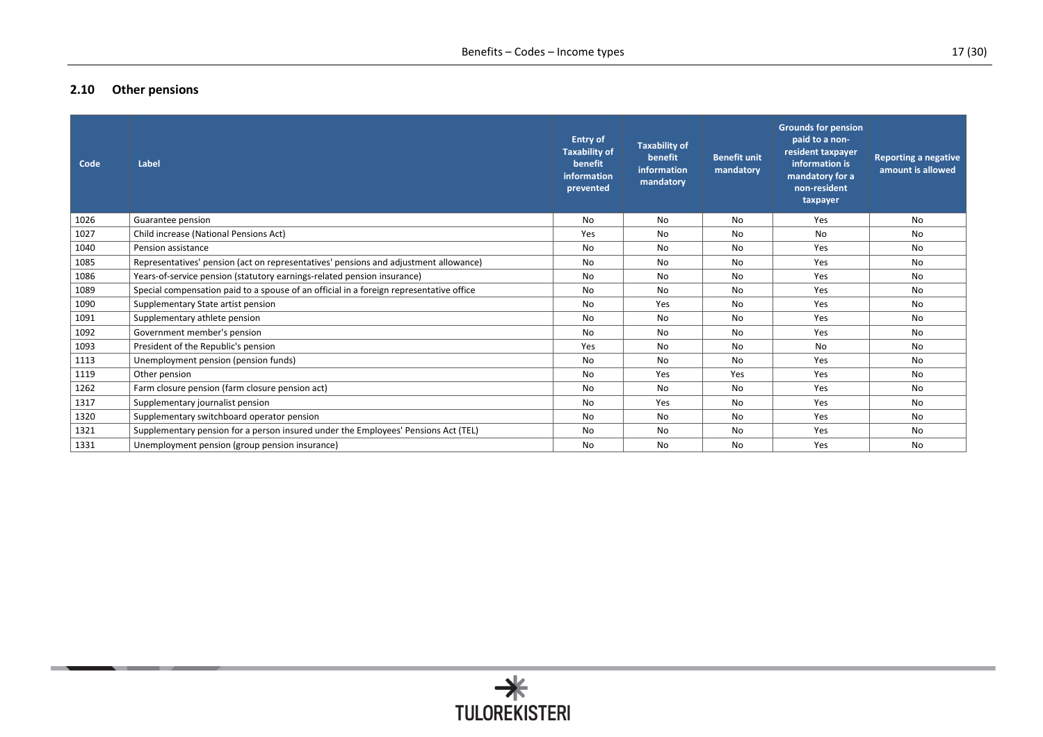## 2.10 Other pensions

| Code | Label | Entry of Taxability of benefit information prevented | Taxability of benefit information mandatory | Benefit unit mandatory | Grounds for pension paid to a non-resident taxpayer information is mandatory for a non-resident taxpayer | Reporting a negative amount is allowed |
|---|---|---|---|---|---|---|
| 1026 | Guarantee pension | No | No | No | Yes | No |
| 1027 | Child increase (National Pensions Act) | Yes | No | No | No | No |
| 1040 | Pension assistance | No | No | No | Yes | No |
| 1085 | Representatives' pension (act on representatives' pensions and adjustment allowance) | No | No | No | Yes | No |
| 1086 | Years-of-service pension (statutory earnings-related pension insurance) | No | No | No | Yes | No |
| 1089 | Special compensation paid to a spouse of an official in a foreign representative office | No | No | No | Yes | No |
| 1090 | Supplementary State artist pension | No | Yes | No | Yes | No |
| 1091 | Supplementary athlete pension | No | No | No | Yes | No |
| 1092 | Government member's pension | No | No | No | Yes | No |
| 1093 | President of the Republic's pension | Yes | No | No | No | No |
| 1113 | Unemployment pension (pension funds) | No | No | No | Yes | No |
| 1119 | Other pension | No | Yes | Yes | Yes | No |
| 1262 | Farm closure pension (farm closure pension act) | No | No | No | Yes | No |
| 1317 | Supplementary journalist pension | No | Yes | No | Yes | No |
| 1320 | Supplementary switchboard operator pension | No | No | No | Yes | No |
| 1321 | Supplementary pension for a person insured under the Employees' Pensions Act (TEL) | No | No | No | Yes | No |
| 1331 | Unemployment pension (group pension insurance) | No | No | No | Yes | No |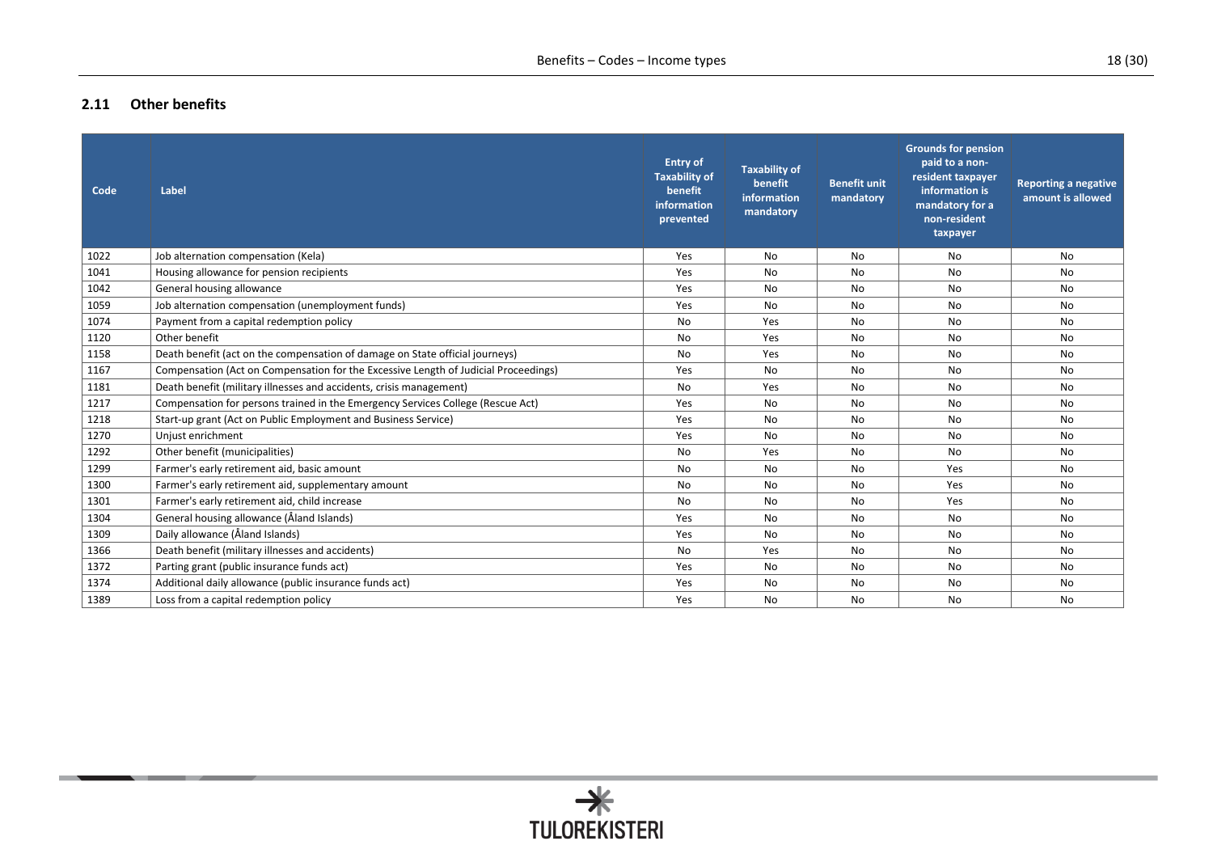## 2.11 Other benefits

| Code | Label | Entry of Taxability of benefit information prevented | Taxability of benefit information mandatory | Benefit unit mandatory | Grounds for pension paid to a non-resident taxpayer information is mandatory for a non-resident taxpayer | Reporting a negative amount is allowed |
|---|---|---|---|---|---|---|
| 1022 | Job alternation compensation (Kela) | Yes | No | No | No | No |
| 1041 | Housing allowance for pension recipients | Yes | No | No | No | No |
| 1042 | General housing allowance | Yes | No | No | No | No |
| 1059 | Job alternation compensation (unemployment funds) | Yes | No | No | No | No |
| 1074 | Payment from a capital redemption policy | No | Yes | No | No | No |
| 1120 | Other benefit | No | Yes | No | No | No |
| 1158 | Death benefit (act on the compensation of damage on State official journeys) | No | Yes | No | No | No |
| 1167 | Compensation (Act on Compensation for the Excessive Length of Judicial Proceedings) | Yes | No | No | No | No |
| 1181 | Death benefit (military illnesses and accidents, crisis management) | No | Yes | No | No | No |
| 1217 | Compensation for persons trained in the Emergency Services College (Rescue Act) | Yes | No | No | No | No |
| 1218 | Start-up grant (Act on Public Employment and Business Service) | Yes | No | No | No | No |
| 1270 | Unjust enrichment | Yes | No | No | No | No |
| 1292 | Other benefit (municipalities) | No | Yes | No | No | No |
| 1299 | Farmer's early retirement aid, basic amount | No | No | No | Yes | No |
| 1300 | Farmer's early retirement aid, supplementary amount | No | No | No | Yes | No |
| 1301 | Farmer's early retirement aid, child increase | No | No | No | Yes | No |
| 1304 | General housing allowance (Åland Islands) | Yes | No | No | No | No |
| 1309 | Daily allowance (Åland Islands) | Yes | No | No | No | No |
| 1366 | Death benefit (military illnesses and accidents) | No | Yes | No | No | No |
| 1372 | Parting grant (public insurance funds act) | Yes | No | No | No | No |
| 1374 | Additional daily allowance (public insurance funds act) | Yes | No | No | No | No |
| 1389 | Loss from a capital redemption policy | Yes | No | No | No | No |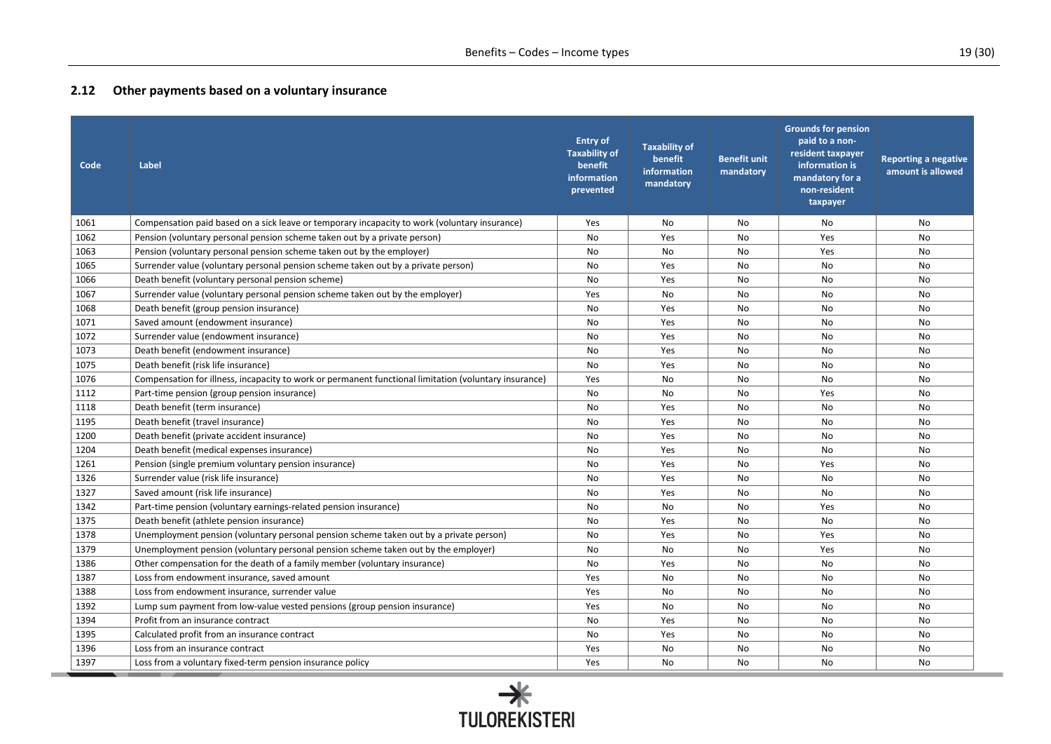## 2.12 Other payments based on a voluntary insurance

| Code | Label | Entry of Taxability of benefit information prevented | Taxability of benefit information mandatory | Benefit unit mandatory | Grounds for pension paid to a non-resident taxpayer information is mandatory for a non-resident taxpayer | Reporting a negative amount is allowed |
|---|---|---|---|---|---|---|
| 1061 | Compensation paid based on a sick leave or temporary incapacity to work (voluntary insurance) | Yes | No | No | No | No |
| 1062 | Pension (voluntary personal pension scheme taken out by a private person) | No | Yes | No | Yes | No |
| 1063 | Pension (voluntary personal pension scheme taken out by the employer) | No | No | No | Yes | No |
| 1065 | Surrender value (voluntary personal pension scheme taken out by a private person) | No | Yes | No | No | No |
| 1066 | Death benefit (voluntary personal pension scheme) | No | Yes | No | No | No |
| 1067 | Surrender value (voluntary personal pension scheme taken out by the employer) | Yes | No | No | No | No |
| 1068 | Death benefit (group pension insurance) | No | Yes | No | No | No |
| 1071 | Saved amount (endowment insurance) | No | Yes | No | No | No |
| 1072 | Surrender value (endowment insurance) | No | Yes | No | No | No |
| 1073 | Death benefit (endowment insurance) | No | Yes | No | No | No |
| 1075 | Death benefit (risk life insurance) | No | Yes | No | No | No |
| 1076 | Compensation for illness, incapacity to work or permanent functional limitation (voluntary insurance) | Yes | No | No | No | No |
| 1112 | Part-time pension (group pension insurance) | No | No | No | Yes | No |
| 1118 | Death benefit (term insurance) | No | Yes | No | No | No |
| 1195 | Death benefit (travel insurance) | No | Yes | No | No | No |
| 1200 | Death benefit (private accident insurance) | No | Yes | No | No | No |
| 1204 | Death benefit (medical expenses insurance) | No | Yes | No | No | No |
| 1261 | Pension (single premium voluntary pension insurance) | No | Yes | No | Yes | No |
| 1326 | Surrender value (risk life insurance) | No | Yes | No | No | No |
| 1327 | Saved amount (risk life insurance) | No | Yes | No | No | No |
| 1342 | Part-time pension (voluntary earnings-related pension insurance) | No | No | No | Yes | No |
| 1375 | Death benefit (athlete pension insurance) | No | Yes | No | No | No |
| 1378 | Unemployment pension (voluntary personal pension scheme taken out by a private person) | No | Yes | No | Yes | No |
| 1379 | Unemployment pension (voluntary personal pension scheme taken out by the employer) | No | No | No | Yes | No |
| 1386 | Other compensation for the death of a family member (voluntary insurance) | No | Yes | No | No | No |
| 1387 | Loss from endowment insurance, saved amount | Yes | No | No | No | No |
| 1388 | Loss from endowment insurance, surrender value | Yes | No | No | No | No |
| 1392 | Lump sum payment from low-value vested pensions (group pension insurance) | Yes | No | No | No | No |
| 1394 | Profit from an insurance contract | No | Yes | No | No | No |
| 1395 | Calculated profit from an insurance contract | No | Yes | No | No | No |
| 1396 | Loss from an insurance contract | Yes | No | No | No | No |
| 1397 | Loss from a voluntary fixed-term pension insurance policy | Yes | No | No | No | No |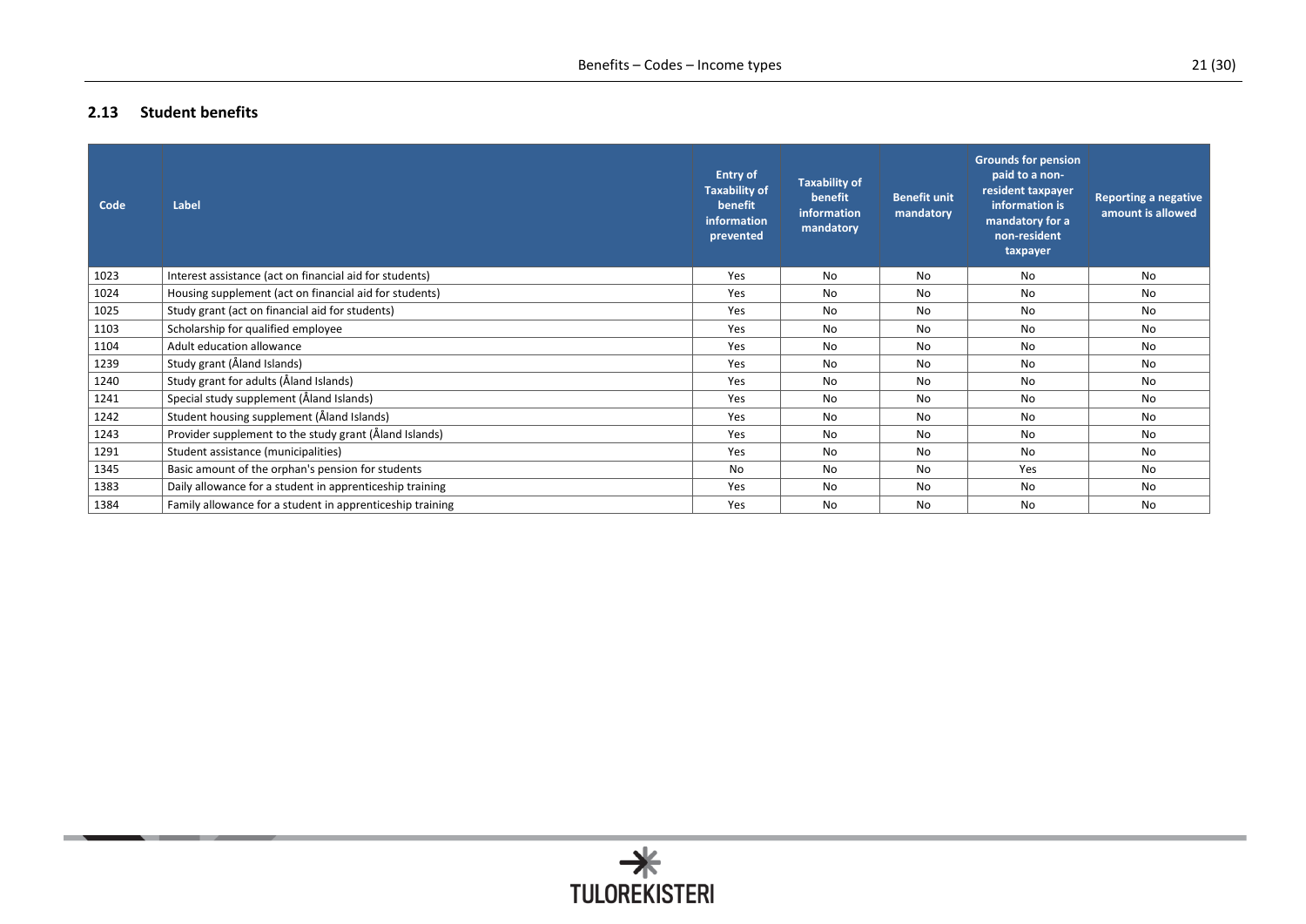## 2.13 Student benefits

| Code | Label | Entry of Taxability of benefit information prevented | Taxability of benefit information mandatory | Benefit unit mandatory | Grounds for pension paid to a non-resident taxpayer information is mandatory for a non-resident taxpayer | Reporting a negative amount is allowed |
|---|---|---|---|---|---|---|
| 1023 | Interest assistance (act on financial aid for students) | Yes | No | No | No | No |
| 1024 | Housing supplement (act on financial aid for students) | Yes | No | No | No | No |
| 1025 | Study grant (act on financial aid for students) | Yes | No | No | No | No |
| 1103 | Scholarship for qualified employee | Yes | No | No | No | No |
| 1104 | Adult education allowance | Yes | No | No | No | No |
| 1239 | Study grant (Åland Islands) | Yes | No | No | No | No |
| 1240 | Study grant for adults (Åland Islands) | Yes | No | No | No | No |
| 1241 | Special study supplement (Åland Islands) | Yes | No | No | No | No |
| 1242 | Student housing supplement (Åland Islands) | Yes | No | No | No | No |
| 1243 | Provider supplement to the study grant (Åland Islands) | Yes | No | No | No | No |
| 1291 | Student assistance (municipalities) | Yes | No | No | No | No |
| 1345 | Basic amount of the orphan's pension for students | No | No | No | Yes | No |
| 1383 | Daily allowance for a student in apprenticeship training | Yes | No | No | No | No |
| 1384 | Family allowance for a student in apprenticeship training | Yes | No | No | No | No |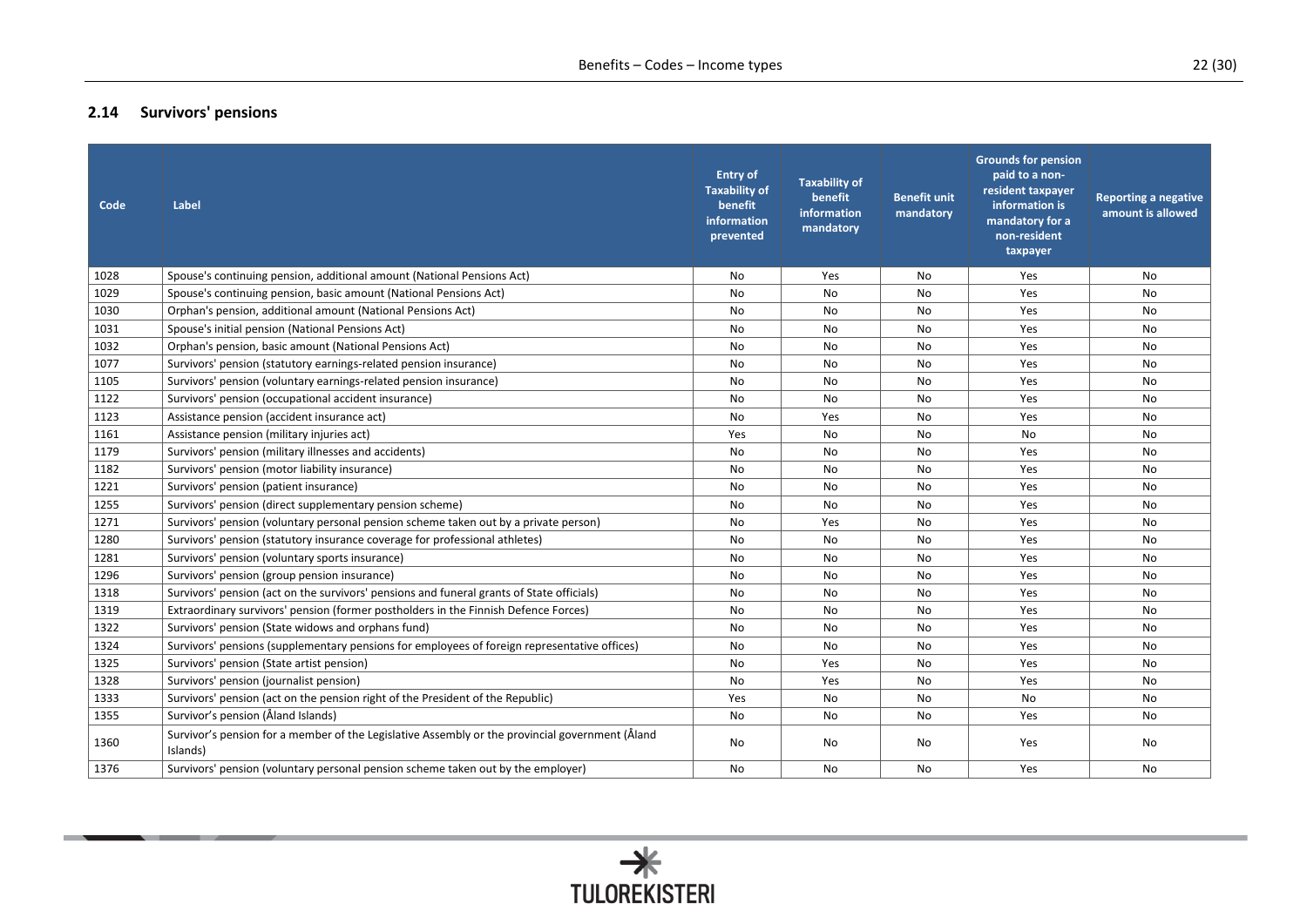## 2.14 Survivors' pensions

| Code | Label | Entry of Taxability of benefit information prevented | Taxability of benefit information mandatory | Benefit unit mandatory | Grounds for pension paid to a non-resident taxpayer information is mandatory for a non-resident taxpayer | Reporting a negative amount is allowed |
|---|---|---|---|---|---|---|
| 1028 | Spouse's continuing pension, additional amount (National Pensions Act) | No | Yes | No | Yes | No |
| 1029 | Spouse's continuing pension, basic amount (National Pensions Act) | No | No | No | Yes | No |
| 1030 | Orphan's pension, additional amount (National Pensions Act) | No | No | No | Yes | No |
| 1031 | Spouse's initial pension (National Pensions Act) | No | No | No | Yes | No |
| 1032 | Orphan's pension, basic amount (National Pensions Act) | No | No | No | Yes | No |
| 1077 | Survivors' pension (statutory earnings-related pension insurance) | No | No | No | Yes | No |
| 1105 | Survivors' pension (voluntary earnings-related pension insurance) | No | No | No | Yes | No |
| 1122 | Survivors' pension (occupational accident insurance) | No | No | No | Yes | No |
| 1123 | Assistance pension (accident insurance act) | No | Yes | No | Yes | No |
| 1161 | Assistance pension (military injuries act) | Yes | No | No | No | No |
| 1179 | Survivors' pension (military illnesses and accidents) | No | No | No | Yes | No |
| 1182 | Survivors' pension (motor liability insurance) | No | No | No | Yes | No |
| 1221 | Survivors' pension (patient insurance) | No | No | No | Yes | No |
| 1255 | Survivors' pension (direct supplementary pension scheme) | No | No | No | Yes | No |
| 1271 | Survivors' pension (voluntary personal pension scheme taken out by a private person) | No | Yes | No | Yes | No |
| 1280 | Survivors' pension (statutory insurance coverage for professional athletes) | No | No | No | Yes | No |
| 1281 | Survivors' pension (voluntary sports insurance) | No | No | No | Yes | No |
| 1296 | Survivors' pension (group pension insurance) | No | No | No | Yes | No |
| 1318 | Survivors' pension (act on the survivors' pensions and funeral grants of State officials) | No | No | No | Yes | No |
| 1319 | Extraordinary survivors' pension (former postholders in the Finnish Defence Forces) | No | No | No | Yes | No |
| 1322 | Survivors' pension (State widows and orphans fund) | No | No | No | Yes | No |
| 1324 | Survivors' pensions (supplementary pensions for employees of foreign representative offices) | No | No | No | Yes | No |
| 1325 | Survivors' pension (State artist pension) | No | Yes | No | Yes | No |
| 1328 | Survivors' pension (journalist pension) | No | Yes | No | Yes | No |
| 1333 | Survivors' pension (act on the pension right of the President of the Republic) | Yes | No | No | No | No |
| 1355 | Survivor's pension (Åland Islands) | No | No | No | Yes | No |
| 1360 | Survivor's pension for a member of the Legislative Assembly or the provincial government (Åland Islands) | No | No | No | Yes | No |
| 1376 | Survivors' pension (voluntary personal pension scheme taken out by the employer) | No | No | No | Yes | No |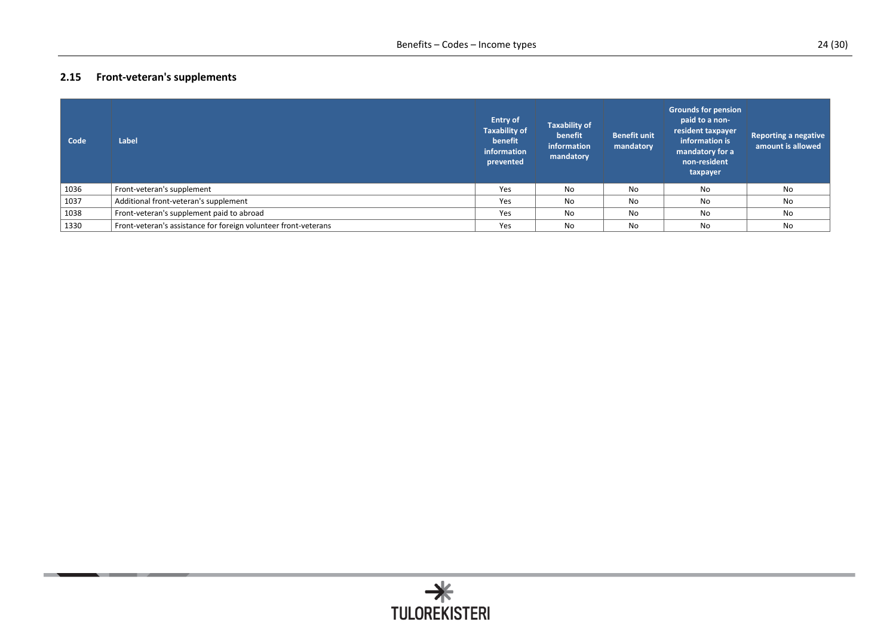## 2.15 Front-veteran's supplements

| Code | Label | Entry of Taxability of benefit information prevented | Taxability of benefit information mandatory | Benefit unit mandatory | Grounds for pension paid to a non-resident taxpayer information is mandatory for a non-resident taxpayer | Reporting a negative amount is allowed |
|---|---|---|---|---|---|---|
| 1036 | Front-veteran's supplement | Yes | No | No | No | No |
| 1037 | Additional front-veteran's supplement | Yes | No | No | No | No |
| 1038 | Front-veteran's supplement paid to abroad | Yes | No | No | No | No |
| 1330 | Front-veteran's assistance for foreign volunteer front-veterans | Yes | No | No | No | No |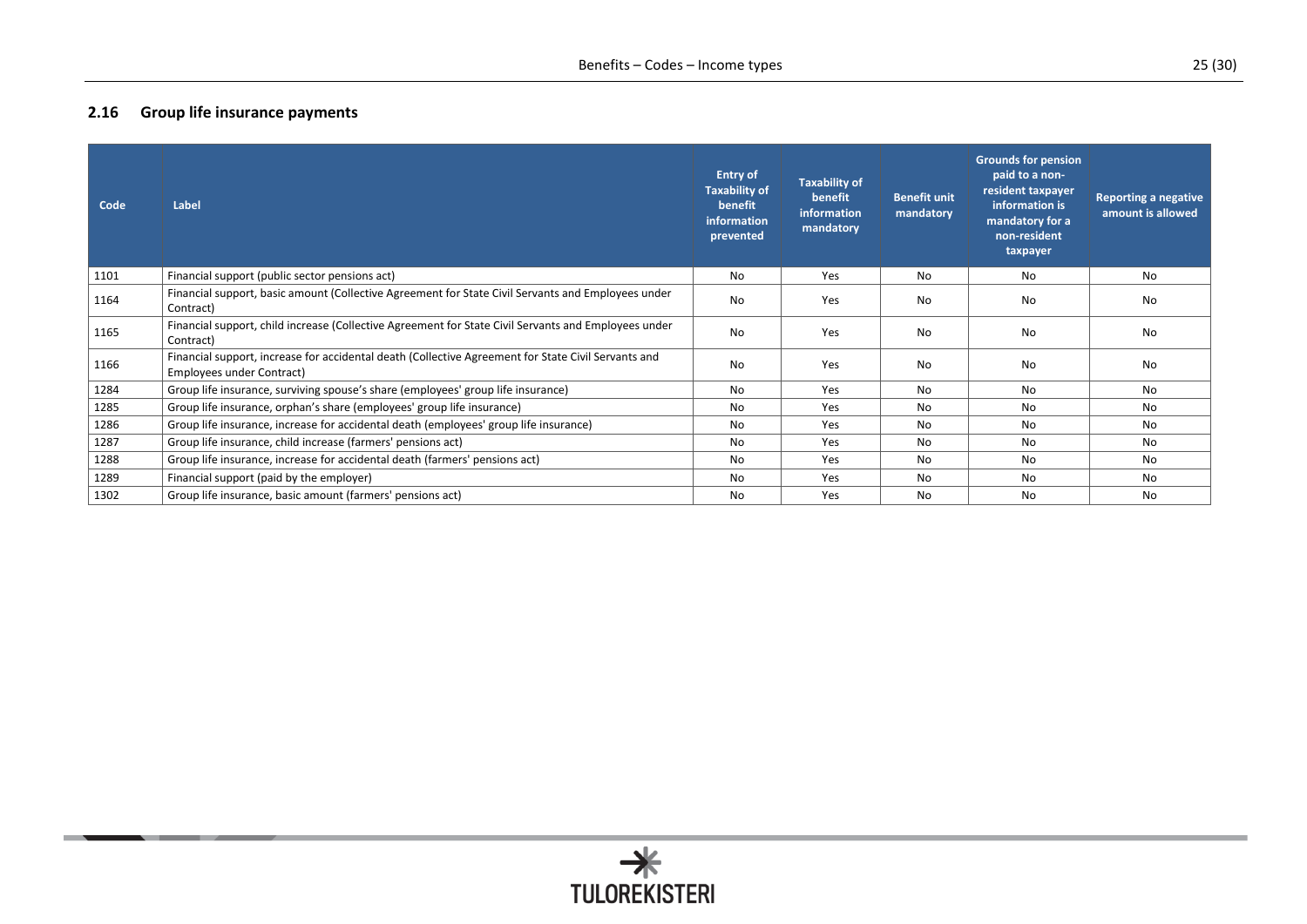## 2.16 Group life insurance payments

| Code | Label | Entry of Taxability of benefit information prevented | Taxability of benefit information mandatory | Benefit unit mandatory | Grounds for pension paid to a non-resident taxpayer information is mandatory for a non-resident taxpayer | Reporting a negative amount is allowed |
|---|---|---|---|---|---|---|
| 1101 | Financial support (public sector pensions act) | No | Yes | No | No | No |
| 1164 | Financial support, basic amount (Collective Agreement for State Civil Servants and Employees under Contract) | No | Yes | No | No | No |
| 1165 | Financial support, child increase (Collective Agreement for State Civil Servants and Employees under Contract) | No | Yes | No | No | No |
| 1166 | Financial support, increase for accidental death (Collective Agreement for State Civil Servants and Employees under Contract) | No | Yes | No | No | No |
| 1284 | Group life insurance, surviving spouse's share (employees' group life insurance) | No | Yes | No | No | No |
| 1285 | Group life insurance, orphan's share (employees' group life insurance) | No | Yes | No | No | No |
| 1286 | Group life insurance, increase for accidental death (employees' group life insurance) | No | Yes | No | No | No |
| 1287 | Group life insurance, child increase (farmers' pensions act) | No | Yes | No | No | No |
| 1288 | Group life insurance, increase for accidental death (farmers' pensions act) | No | Yes | No | No | No |
| 1289 | Financial support (paid by the employer) | No | Yes | No | No | No |
| 1302 | Group life insurance, basic amount (farmers' pensions act) | No | Yes | No | No | No |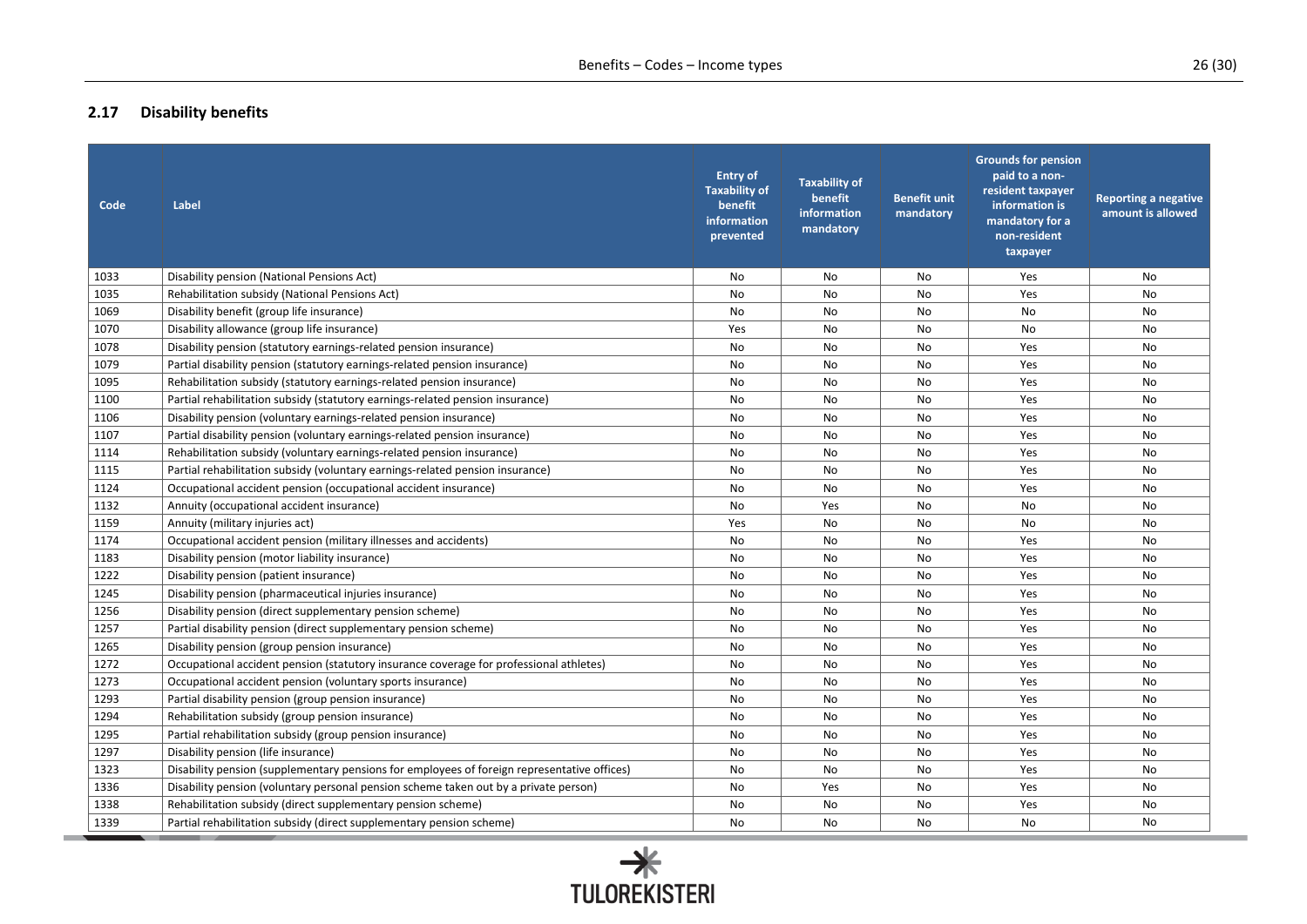## 2.17 Disability benefits

| Code | Label | Entry of Taxability of benefit information prevented | Taxability of benefit information mandatory | Benefit unit mandatory | Grounds for pension paid to a non-resident taxpayer information is mandatory for a non-resident taxpayer | Reporting a negative amount is allowed |
|---|---|---|---|---|---|---|
| 1033 | Disability pension (National Pensions Act) | No | No | No | Yes | No |
| 1035 | Rehabilitation subsidy (National Pensions Act) | No | No | No | Yes | No |
| 1069 | Disability benefit (group life insurance) | No | No | No | No | No |
| 1070 | Disability allowance (group life insurance) | Yes | No | No | No | No |
| 1078 | Disability pension (statutory earnings-related pension insurance) | No | No | No | Yes | No |
| 1079 | Partial disability pension (statutory earnings-related pension insurance) | No | No | No | Yes | No |
| 1095 | Rehabilitation subsidy (statutory earnings-related pension insurance) | No | No | No | Yes | No |
| 1100 | Partial rehabilitation subsidy (statutory earnings-related pension insurance) | No | No | No | Yes | No |
| 1106 | Disability pension (voluntary earnings-related pension insurance) | No | No | No | Yes | No |
| 1107 | Partial disability pension (voluntary earnings-related pension insurance) | No | No | No | Yes | No |
| 1114 | Rehabilitation subsidy (voluntary earnings-related pension insurance) | No | No | No | Yes | No |
| 1115 | Partial rehabilitation subsidy (voluntary earnings-related pension insurance) | No | No | No | Yes | No |
| 1124 | Occupational accident pension (occupational accident insurance) | No | No | No | Yes | No |
| 1132 | Annuity (occupational accident insurance) | No | Yes | No | No | No |
| 1159 | Annuity (military injuries act) | Yes | No | No | No | No |
| 1174 | Occupational accident pension (military illnesses and accidents) | No | No | No | Yes | No |
| 1183 | Disability pension (motor liability insurance) | No | No | No | Yes | No |
| 1222 | Disability pension (patient insurance) | No | No | No | Yes | No |
| 1245 | Disability pension (pharmaceutical injuries insurance) | No | No | No | Yes | No |
| 1256 | Disability pension (direct supplementary pension scheme) | No | No | No | Yes | No |
| 1257 | Partial disability pension (direct supplementary pension scheme) | No | No | No | Yes | No |
| 1265 | Disability pension (group pension insurance) | No | No | No | Yes | No |
| 1272 | Occupational accident pension (statutory insurance coverage for professional athletes) | No | No | No | Yes | No |
| 1273 | Occupational accident pension (voluntary sports insurance) | No | No | No | Yes | No |
| 1293 | Partial disability pension (group pension insurance) | No | No | No | Yes | No |
| 1294 | Rehabilitation subsidy (group pension insurance) | No | No | No | Yes | No |
| 1295 | Partial rehabilitation subsidy (group pension insurance) | No | No | No | Yes | No |
| 1297 | Disability pension (life insurance) | No | No | No | Yes | No |
| 1323 | Disability pension (supplementary pensions for employees of foreign representative offices) | No | No | No | Yes | No |
| 1336 | Disability pension (voluntary personal pension scheme taken out by a private person) | No | Yes | No | Yes | No |
| 1338 | Rehabilitation subsidy (direct supplementary pension scheme) | No | No | No | Yes | No |
| 1339 | Partial rehabilitation subsidy (direct supplementary pension scheme) | No | No | No | No | No |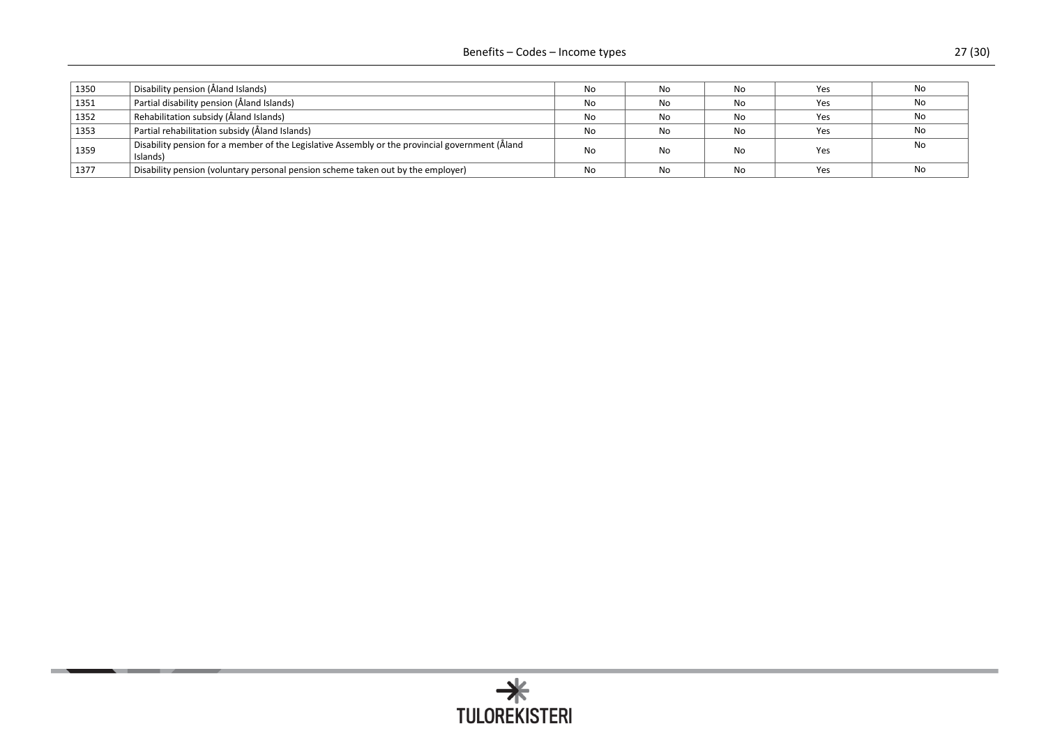| | | | | | | |
|---|---|---|---|---|---|---|
| 1350 | Disability pension (Åland Islands) | No | No | No | Yes | No |
| 1351 | Partial disability pension (Åland Islands) | No | No | No | Yes | No |
| 1352 | Rehabilitation subsidy (Åland Islands) | No | No | No | Yes | No |
| 1353 | Partial rehabilitation subsidy (Åland Islands) | No | No | No | Yes | No |
| 1359 | Disability pension for a member of the Legislative Assembly or the provincial government (Åland Islands) | No | No | No | Yes | No |
| 1377 | Disability pension (voluntary personal pension scheme taken out by the employer) | No | No | No | Yes | No |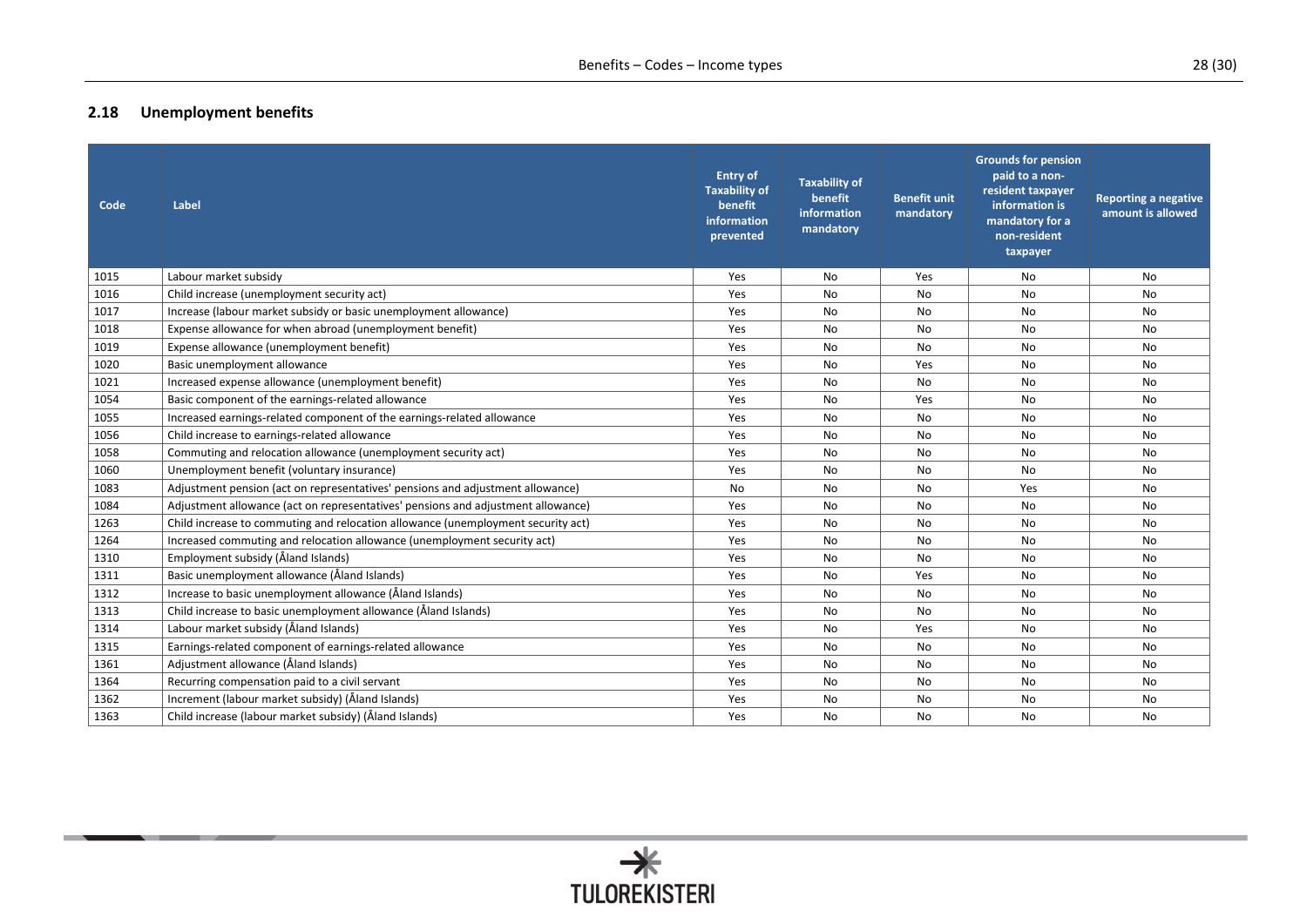## 2.18 Unemployment benefits

| Code | Label | Entry of Taxability of benefit information prevented | Taxability of benefit information mandatory | Benefit unit mandatory | Grounds for pension paid to a non-resident taxpayer information is mandatory for a non-resident taxpayer | Reporting a negative amount is allowed |
|---|---|---|---|---|---|---|
| 1015 | Labour market subsidy | Yes | No | Yes | No | No |
| 1016 | Child increase (unemployment security act) | Yes | No | No | No | No |
| 1017 | Increase (labour market subsidy or basic unemployment allowance) | Yes | No | No | No | No |
| 1018 | Expense allowance for when abroad (unemployment benefit) | Yes | No | No | No | No |
| 1019 | Expense allowance (unemployment benefit) | Yes | No | No | No | No |
| 1020 | Basic unemployment allowance | Yes | No | Yes | No | No |
| 1021 | Increased expense allowance (unemployment benefit) | Yes | No | No | No | No |
| 1054 | Basic component of the earnings-related allowance | Yes | No | Yes | No | No |
| 1055 | Increased earnings-related component of the earnings-related allowance | Yes | No | No | No | No |
| 1056 | Child increase to earnings-related allowance | Yes | No | No | No | No |
| 1058 | Commuting and relocation allowance (unemployment security act) | Yes | No | No | No | No |
| 1060 | Unemployment benefit (voluntary insurance) | Yes | No | No | No | No |
| 1083 | Adjustment pension (act on representatives' pensions and adjustment allowance) | No | No | No | Yes | No |
| 1084 | Adjustment allowance (act on representatives' pensions and adjustment allowance) | Yes | No | No | No | No |
| 1263 | Child increase to commuting and relocation allowance (unemployment security act) | Yes | No | No | No | No |
| 1264 | Increased commuting and relocation allowance (unemployment security act) | Yes | No | No | No | No |
| 1310 | Employment subsidy (Åland Islands) | Yes | No | No | No | No |
| 1311 | Basic unemployment allowance (Åland Islands) | Yes | No | Yes | No | No |
| 1312 | Increase to basic unemployment allowance (Åland Islands) | Yes | No | No | No | No |
| 1313 | Child increase to basic unemployment allowance (Åland Islands) | Yes | No | No | No | No |
| 1314 | Labour market subsidy (Åland Islands) | Yes | No | Yes | No | No |
| 1315 | Earnings-related component of earnings-related allowance | Yes | No | No | No | No |
| 1361 | Adjustment allowance (Åland Islands) | Yes | No | No | No | No |
| 1364 | Recurring compensation paid to a civil servant | Yes | No | No | No | No |
| 1362 | Increment (labour market subsidy) (Åland Islands) | Yes | No | No | No | No |
| 1363 | Child increase (labour market subsidy) (Åland Islands) | Yes | No | No | No | No |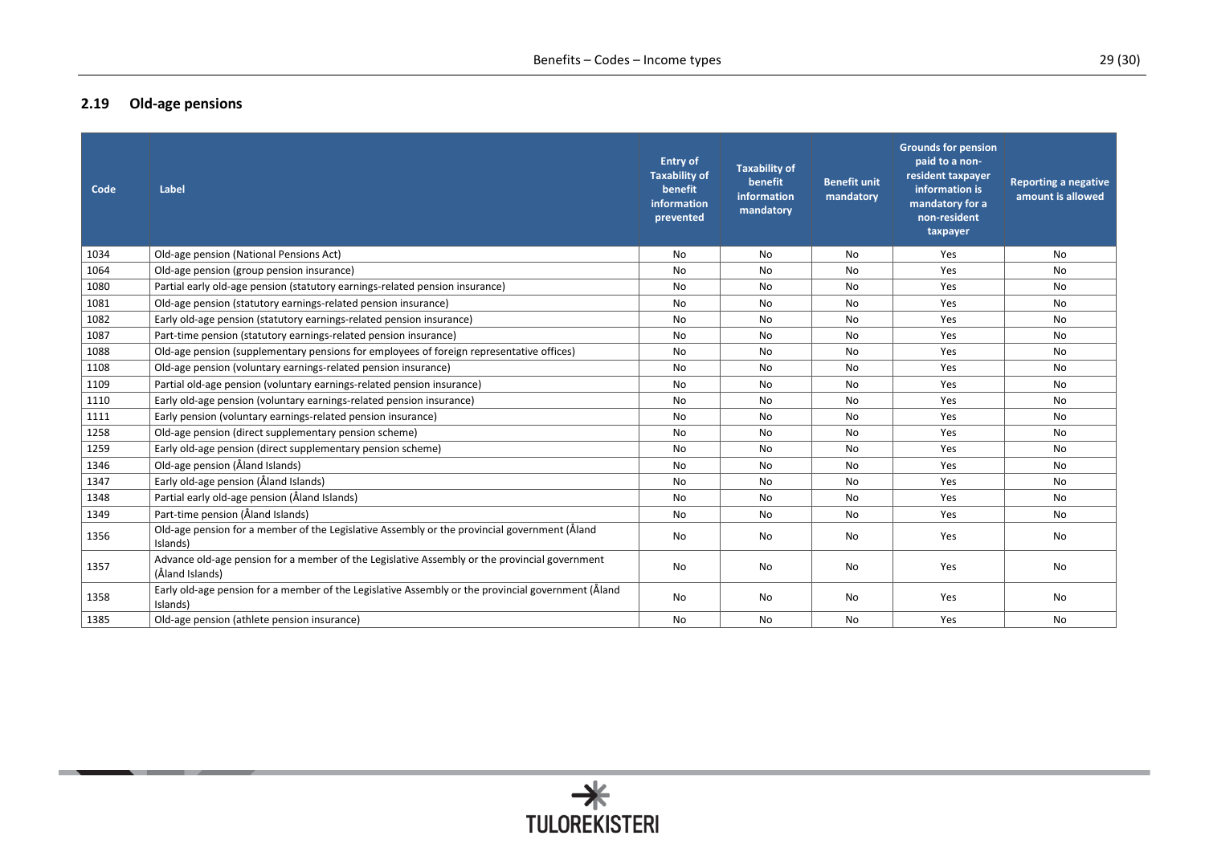## 2.19 Old-age pensions

| Code | Label | Entry of Taxability of benefit information prevented | Taxability of benefit information mandatory | Benefit unit mandatory | Grounds for pension paid to a non-resident taxpayer information is mandatory for a non-resident taxpayer | Reporting a negative amount is allowed |
|---|---|---|---|---|---|---|
| 1034 | Old-age pension (National Pensions Act) | No | No | No | Yes | No |
| 1064 | Old-age pension (group pension insurance) | No | No | No | Yes | No |
| 1080 | Partial early old-age pension (statutory earnings-related pension insurance) | No | No | No | Yes | No |
| 1081 | Old-age pension (statutory earnings-related pension insurance) | No | No | No | Yes | No |
| 1082 | Early old-age pension (statutory earnings-related pension insurance) | No | No | No | Yes | No |
| 1087 | Part-time pension (statutory earnings-related pension insurance) | No | No | No | Yes | No |
| 1088 | Old-age pension (supplementary pensions for employees of foreign representative offices) | No | No | No | Yes | No |
| 1108 | Old-age pension (voluntary earnings-related pension insurance) | No | No | No | Yes | No |
| 1109 | Partial old-age pension (voluntary earnings-related pension insurance) | No | No | No | Yes | No |
| 1110 | Early old-age pension (voluntary earnings-related pension insurance) | No | No | No | Yes | No |
| 1111 | Early pension (voluntary earnings-related pension insurance) | No | No | No | Yes | No |
| 1258 | Old-age pension (direct supplementary pension scheme) | No | No | No | Yes | No |
| 1259 | Early old-age pension (direct supplementary pension scheme) | No | No | No | Yes | No |
| 1346 | Old-age pension (Åland Islands) | No | No | No | Yes | No |
| 1347 | Early old-age pension (Åland Islands) | No | No | No | Yes | No |
| 1348 | Partial early old-age pension (Åland Islands) | No | No | No | Yes | No |
| 1349 | Part-time pension (Åland Islands) | No | No | No | Yes | No |
| 1356 | Old-age pension for a member of the Legislative Assembly or the provincial government (Åland Islands) | No | No | No | Yes | No |
| 1357 | Advance old-age pension for a member of the Legislative Assembly or the provincial government (Åland Islands) | No | No | No | Yes | No |
| 1358 | Early old-age pension for a member of the Legislative Assembly or the provincial government (Åland Islands) | No | No | No | Yes | No |
| 1385 | Old-age pension (athlete pension insurance) | No | No | No | Yes | No |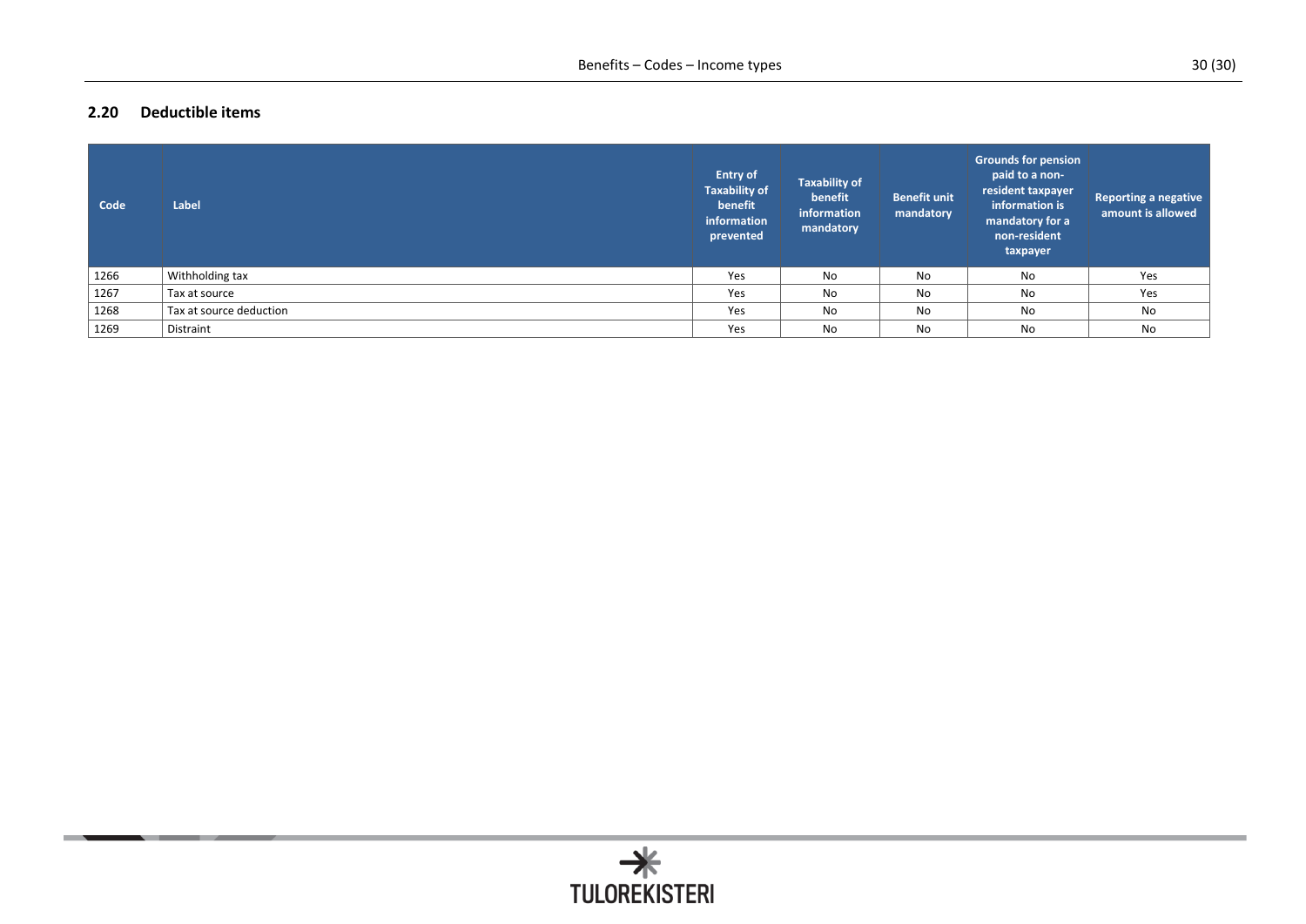## 2.20 Deductible items

| Code | Label | Entry of Taxability of benefit information prevented | Taxability of benefit information mandatory | Benefit unit mandatory | Grounds for pension paid to a non-resident taxpayer information is mandatory for a non-resident taxpayer | Reporting a negative amount is allowed |
|---|---|---|---|---|---|---|
| 1266 | Withholding tax | Yes | No | No | No | Yes |
| 1267 | Tax at source | Yes | No | No | No | Yes |
| 1268 | Tax at source deduction | Yes | No | No | No | No |
| 1269 | Distraint | Yes | No | No | No | No |